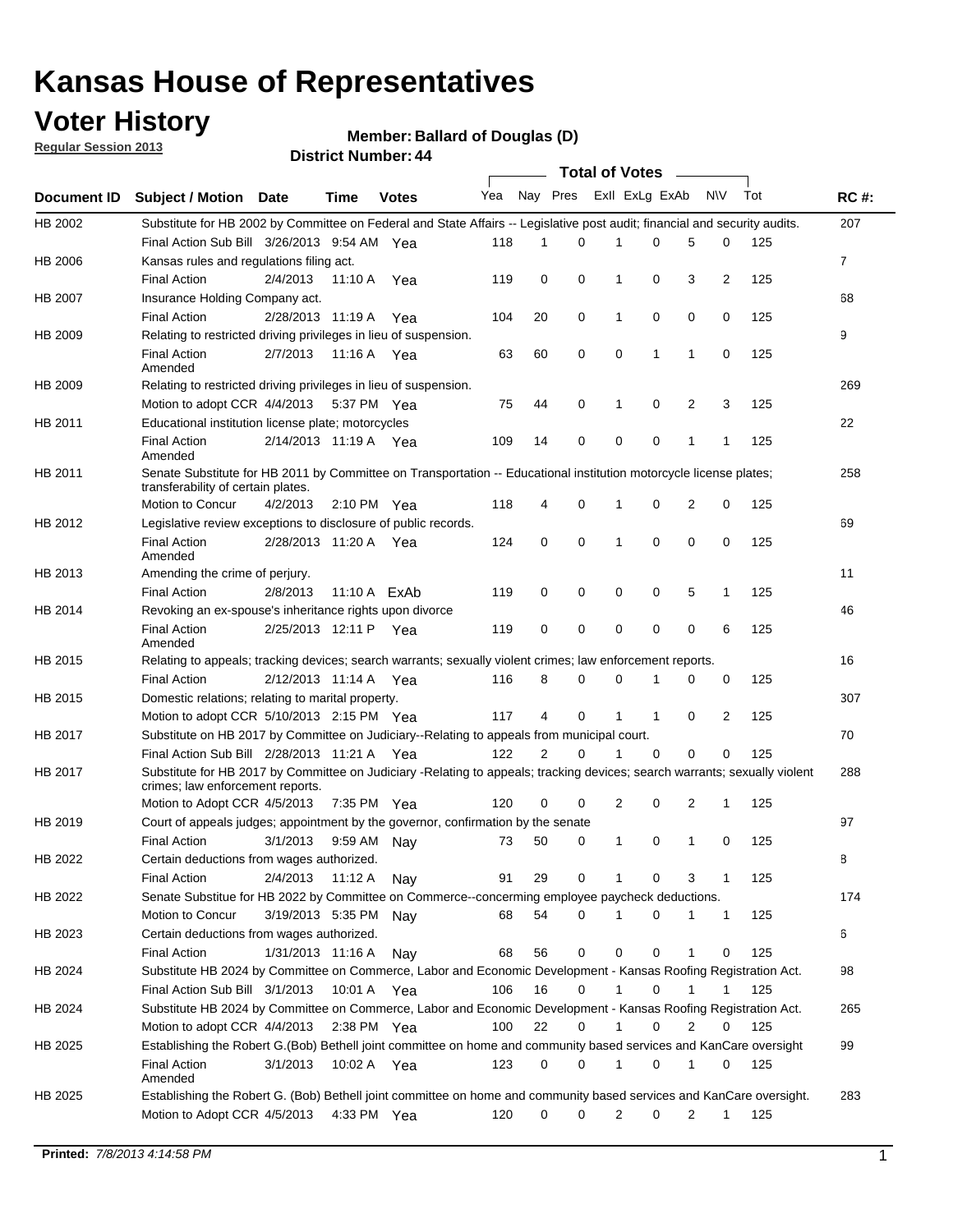# Kansas House of Representatives

## Voter History

**Regular Session 2013**

**Member: Ballard of Douglas (D)**

**District Number: 44**

| Document ID | Subject / Motion | Date | Time | Votes | Yea | Nay | Pres | ExlI | ExLg | ExAb | N\V | Tot | RC #: |
|---|---|---|---|---|---|---|---|---|---|---|---|---|---|
| HB 2002 | Substitute for HB 2002 by Committee on Federal and State Affairs -- Legislative post audit; financial and security audits. | | | | | | | | | | | | 207 |
| | Final Action Sub Bill | 3/26/2013 | 9:54 AM | Yea | 118 | 1 | 0 | 1 | 0 | 5 | 0 | 125 | |
| HB 2006 | Kansas rules and regulations filing act. | | | | | | | | | | | | 7 |
| | Final Action | 2/4/2013 | 11:10 A | Yea | 119 | 0 | 0 | 1 | 0 | 3 | 2 | 125 | |
| HB 2007 | Insurance Holding Company act. | | | | | | | | | | | | 68 |
| | Final Action | 2/28/2013 | 11:19 A | Yea | 104 | 20 | 0 | 1 | 0 | 0 | 0 | 125 | |
| HB 2009 | Relating to restricted driving privileges in lieu of suspension. | | | | | | | | | | | | 9 |
| | Final Action Amended | 2/7/2013 | 11:16 A | Yea | 63 | 60 | 0 | 0 | 1 | 1 | 0 | 125 | |
| HB 2009 | Relating to restricted driving privileges in lieu of suspension. | | | | | | | | | | | | 269 |
| | Motion to adopt CCR | 4/4/2013 | 5:37 PM | Yea | 75 | 44 | 0 | 1 | 0 | 2 | 3 | 125 | |
| HB 2011 | Educational institution license plate; motorcycles | | | | | | | | | | | | 22 |
| | Final Action Amended | 2/14/2013 | 11:19 A | Yea | 109 | 14 | 0 | 0 | 0 | 1 | 1 | 125 | |
| HB 2011 | Senate Substitute for HB 2011 by Committee on Transportation -- Educational institution motorcycle license plates; transferability of certain plates. | | | | | | | | | | | | 258 |
| | Motion to Concur | 4/2/2013 | 2:10 PM | Yea | 118 | 4 | 0 | 1 | 0 | 2 | 0 | 125 | |
| HB 2012 | Legislative review exceptions to disclosure of public records. | | | | | | | | | | | | 69 |
| | Final Action Amended | 2/28/2013 | 11:20 A | Yea | 124 | 0 | 0 | 1 | 0 | 0 | 0 | 125 | |
| HB 2013 | Amending the crime of perjury. | | | | | | | | | | | | 11 |
| | Final Action | 2/8/2013 | 11:10 A | ExAb | 119 | 0 | 0 | 0 | 0 | 5 | 1 | 125 | |
| HB 2014 | Revoking an ex-spouse's inheritance rights upon divorce | | | | | | | | | | | | 46 |
| | Final Action Amended | 2/25/2013 | 12:11 P | Yea | 119 | 0 | 0 | 0 | 0 | 0 | 6 | 125 | |
| HB 2015 | Relating to appeals; tracking devices; search warrants; sexually violent crimes; law enforcement reports. | | | | | | | | | | | | 16 |
| | Final Action | 2/12/2013 | 11:14 A | Yea | 116 | 8 | 0 | 0 | 1 | 0 | 0 | 125 | |
| HB 2015 | Domestic relations; relating to marital property. | | | | | | | | | | | | 307 |
| | Motion to adopt CCR | 5/10/2013 | 2:15 PM | Yea | 117 | 4 | 0 | 1 | 1 | 0 | 2 | 125 | |
| HB 2017 | Substitute on HB 2017 by Committee on Judiciary--Relating to appeals from municipal court. | | | | | | | | | | | | 70 |
| | Final Action Sub Bill | 2/28/2013 | 11:21 A | Yea | 122 | 2 | 0 | 1 | 0 | 0 | 0 | 125 | |
| HB 2017 | Substitute for HB 2017 by Committee on Judiciary -Relating to appeals; tracking devices; search warrants; sexually violent crimes; law enforcement reports. | | | | | | | | | | | | 288 |
| | Motion to Adopt CCR | 4/5/2013 | 7:35 PM | Yea | 120 | 0 | 0 | 2 | 0 | 2 | 1 | 125 | |
| HB 2019 | Court of appeals judges; appointment by the governor, confirmation by the senate | | | | | | | | | | | | 97 |
| | Final Action | 3/1/2013 | 9:59 AM | Nay | 73 | 50 | 0 | 1 | 0 | 1 | 0 | 125 | |
| HB 2022 | Certain deductions from wages authorized. | | | | | | | | | | | | 8 |
| | Final Action | 2/4/2013 | 11:12 A | Nay | 91 | 29 | 0 | 1 | 0 | 3 | 1 | 125 | |
| HB 2022 | Senate Substitue for HB 2022 by Committee on Commerce--concerning employee paycheck deductions. | | | | | | | | | | | | 174 |
| | Motion to Concur | 3/19/2013 | 5:35 PM | Nay | 68 | 54 | 0 | 1 | 0 | 1 | 1 | 125 | |
| HB 2023 | Certain deductions from wages authorized. | | | | | | | | | | | | 6 |
| | Final Action | 1/31/2013 | 11:16 A | Nay | 68 | 56 | 0 | 0 | 0 | 1 | 0 | 125 | |
| HB 2024 | Substitute HB 2024 by Committee on Commerce, Labor and Economic Development - Kansas Roofing Registration Act. | | | | | | | | | | | | 98 |
| | Final Action Sub Bill | 3/1/2013 | 10:01 A | Yea | 106 | 16 | 0 | 1 | 0 | 1 | 1 | 125 | |
| HB 2024 | Substitute HB 2024 by Committee on Commerce, Labor and Economic Development - Kansas Roofing Registration Act. | | | | | | | | | | | | 265 |
| | Motion to adopt CCR | 4/4/2013 | 2:38 PM | Yea | 100 | 22 | 0 | 1 | 0 | 2 | 0 | 125 | |
| HB 2025 | Establishing the Robert G.(Bob) Bethell joint committee on home and community based services and KanCare oversight | | | | | | | | | | | | 99 |
| | Final Action Amended | 3/1/2013 | 10:02 A | Yea | 123 | 0 | 0 | 1 | 0 | 1 | 0 | 125 | |
| HB 2025 | Establishing the Robert G. (Bob) Bethell joint committee on home and community based services and KanCare oversight. | | | | | | | | | | | | 283 |
| | Motion to Adopt CCR | 4/5/2013 | 4:33 PM | Yea | 120 | 0 | 0 | 2 | 0 | 2 | 1 | 125 | |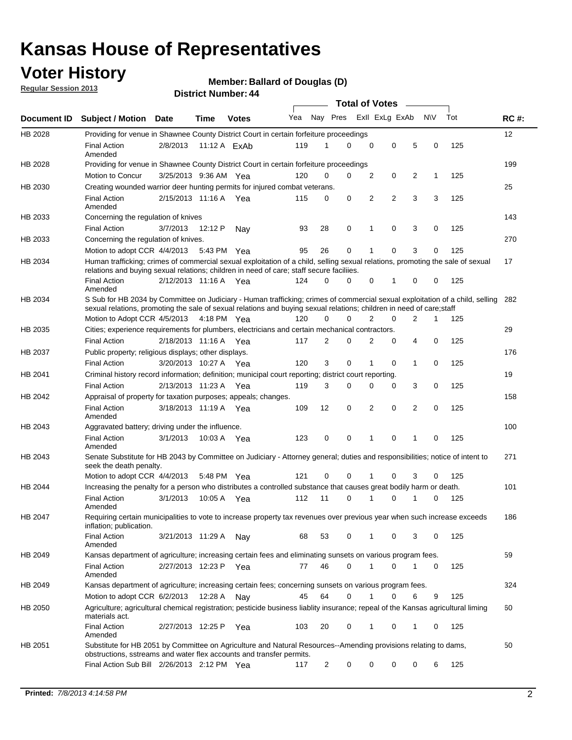# Kansas House of Representatives

## Voter History

**Regular Session 2013**

**Member: Ballard of Douglas (D)**

**District Number: 44**

| Document ID | Subject / Motion | Date | Time | Votes | Yea | Nay | Pres | ExII | ExLg | ExAb | N\V | Tot | RC #: |
|---|---|---|---|---|---|---|---|---|---|---|---|---|---|
| HB 2028 | Providing for venue in Shawnee County District Court in certain forfeiture proceedings | | | | | | | | | | | | 12 |
| | Final Action Amended | 2/8/2013 | 11:12 A | ExAb | 119 | 1 | 0 | 0 | 0 | 5 | 0 | 125 | |
| HB 2028 | Providing for venue in Shawnee County District Court in certain forfeiture proceedings | | | | | | | | | | | | 199 |
| | Motion to Concur | 3/25/2013 | 9:36 AM | Yea | 120 | 0 | 0 | 2 | 0 | 2 | 1 | 125 | |
| HB 2030 | Creating wounded warrior deer hunting permits for injured combat veterans. | | | | | | | | | | | | 25 |
| | Final Action Amended | 2/15/2013 | 11:16 A | Yea | 115 | 0 | 0 | 2 | 2 | 3 | 3 | 125 | |
| HB 2033 | Concerning the regulation of knives | | | | | | | | | | | | 143 |
| | Final Action | 3/7/2013 | 12:12 P | Nay | 93 | 28 | 0 | 1 | 0 | 3 | 0 | 125 | |
| HB 2033 | Concerning the regulation of knives. | | | | | | | | | | | | 270 |
| | Motion to adopt CCR | 4/4/2013 | 5:43 PM | Yea | 95 | 26 | 0 | 1 | 0 | 3 | 0 | 125 | |
| HB 2034 | Human trafficking; crimes of commercial sexual exploitation of a child, selling sexual relations, promoting the sale of sexual relations and buying sexual relations; children in need of care; staff secure faciliies. | | | | | | | | | | | | 17 |
| | Final Action Amended | 2/12/2013 | 11:16 A | Yea | 124 | 0 | 0 | 0 | 1 | 0 | 0 | 125 | |
| HB 2034 | S Sub for HB 2034 by Committee on Judiciary - Human trafficking; crimes of commercial sexual exploitation of a child, selling sexual relations, promoting the sale of sexual relations and buying sexual relations; children in need of care;staff | | | | | | | | | | | | 282 |
| | Motion to Adopt CCR | 4/5/2013 | 4:18 PM | Yea | 120 | 0 | 0 | 2 | 0 | 2 | 1 | 125 | |
| HB 2035 | Cities; experience requirements for plumbers, electricians and certain mechanical contractors. | | | | | | | | | | | | 29 |
| | Final Action | 2/18/2013 | 11:16 A | Yea | 117 | 2 | 0 | 2 | 0 | 4 | 0 | 125 | |
| HB 2037 | Public property; religious displays; other displays. | | | | | | | | | | | | 176 |
| | Final Action | 3/20/2013 | 10:27 A | Yea | 120 | 3 | 0 | 1 | 0 | 1 | 0 | 125 | |
| HB 2041 | Criminal history record information; definition; municipal court reporting; district court reporting. | | | | | | | | | | | | 19 |
| | Final Action | 2/13/2013 | 11:23 A | Yea | 119 | 3 | 0 | 0 | 0 | 3 | 0 | 125 | |
| HB 2042 | Appraisal of property for taxation purposes; appeals; changes. | | | | | | | | | | | | 158 |
| | Final Action Amended | 3/18/2013 | 11:19 A | Yea | 109 | 12 | 0 | 2 | 0 | 2 | 0 | 125 | |
| HB 2043 | Aggravated battery; driving under the influence. | | | | | | | | | | | | 100 |
| | Final Action Amended | 3/1/2013 | 10:03 A | Yea | 123 | 0 | 0 | 1 | 0 | 1 | 0 | 125 | |
| HB 2043 | Senate Substitute for HB 2043 by Committee on Judiciary - Attorney general; duties and responsibilities; notice of intent to seek the death penalty. | | | | | | | | | | | | 271 |
| | Motion to adopt CCR | 4/4/2013 | 5:48 PM | Yea | 121 | 0 | 0 | 1 | 0 | 3 | 0 | 125 | |
| HB 2044 | Increasing the penalty for a person who distributes a controlled substance that causes great bodily harm or death. | | | | | | | | | | | | 101 |
| | Final Action Amended | 3/1/2013 | 10:05 A | Yea | 112 | 11 | 0 | 1 | 0 | 1 | 0 | 125 | |
| HB 2047 | Requiring certain municipalities to vote to increase property tax revenues over previous year when such increase exceeds inflation; publication. | | | | | | | | | | | | 186 |
| | Final Action Amended | 3/21/2013 | 11:29 A | Nay | 68 | 53 | 0 | 1 | 0 | 3 | 0 | 125 | |
| HB 2049 | Kansas department of agriculture; increasing certain fees and eliminating sunsets on various program fees. | | | | | | | | | | | | 59 |
| | Final Action Amended | 2/27/2013 | 12:23 P | Yea | 77 | 46 | 0 | 1 | 0 | 1 | 0 | 125 | |
| HB 2049 | Kansas department of agriculture; increasing certain fees; concerning sunsets on various program fees. | | | | | | | | | | | | 324 |
| | Motion to adopt CCR | 6/2/2013 | 12:28 A | Nay | 45 | 64 | 0 | 1 | 0 | 6 | 9 | 125 | |
| HB 2050 | Agriculture; agricultural chemical registration; pesticide business liablity insurance; repeal of the Kansas agricultural liming materials act. | | | | | | | | | | | | 60 |
| | Final Action Amended | 2/27/2013 | 12:25 P | Yea | 103 | 20 | 0 | 1 | 0 | 1 | 0 | 125 | |
| HB 2051 | Substitute for HB 2051 by Committee on Agriculture and Natural Resources--Amending provisions relating to dams, obstructions, sstreams and water flex accounts and transfer permits. | | | | | | | | | | | | 50 |
| | Final Action Sub Bill | 2/26/2013 | 2:12 PM | Yea | 117 | 2 | 0 | 0 | 0 | 0 | 6 | 125 | |

**Printed:** *7/8/2013 4:14:58 PM*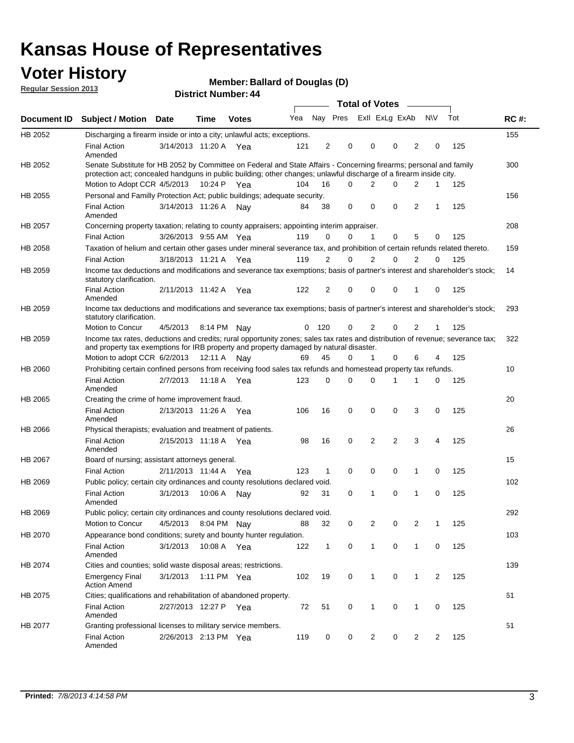# Kansas House of Representatives

## Voter History

**Regular Session 2013**

**Member: Ballard of Douglas (D)**

**District Number: 44**

| Document ID | Subject / Motion | Date | Time | Votes | Yea | Nay | Pres | ExII | ExLg | ExAb | N\V | Tot | RC #: |
|---|---|---|---|---|---|---|---|---|---|---|---|---|---|
| HB 2052 | Discharging a firearm inside or into a city; unlawful acts; exceptions. | | | | | | | | | | | | 155 |
| | Final Action Amended | 3/14/2013 | 11:20 A | Yea | 121 | 2 | 0 | 0 | 0 | 2 | 0 | 125 | |
| HB 2052 | Senate Substitute for HB 2052 by Committee on Federal and State Affairs - Concerning firearms; personal and family protection act; concealed handguns in public building; other changes; unlawful discharge of a firearm inside city. | | | | | | | | | | | | 300 |
| | Motion to Adopt CCR | 4/5/2013 | 10:24 P | Yea | 104 | 16 | 0 | 2 | 0 | 2 | 1 | 125 | |
| HB 2055 | Personal and Familly Protection Act; public buildings; adequate security. | | | | | | | | | | | | 156 |
| | Final Action Amended | 3/14/2013 | 11:26 A | Nay | 84 | 38 | 0 | 0 | 0 | 2 | 1 | 125 | |
| HB 2057 | Concerning property taxation; relating to county appraisers; appointing interim appraiser. | | | | | | | | | | | | 208 |
| | Final Action | 3/26/2013 | 9:55 AM | Yea | 119 | 0 | 0 | 1 | 0 | 5 | 0 | 125 | |
| HB 2058 | Taxation of helium and certain other gases under mineral severance tax, and prohibition of certain refunds related thereto. | | | | | | | | | | | | 159 |
| | Final Action | 3/18/2013 | 11:21 A | Yea | 119 | 2 | 0 | 2 | 0 | 2 | 0 | 125 | |
| HB 2059 | Income tax deductions and modifications and severance tax exemptions; basis of partner's interest and shareholder's stock; statutory clarification. | | | | | | | | | | | | 14 |
| | Final Action Amended | 2/11/2013 | 11:42 A | Yea | 122 | 2 | 0 | 0 | 0 | 1 | 0 | 125 | |
| HB 2059 | Income tax deductions and modifications and severance tax exemptions; basis of partner's interest and shareholder's stock; statutory clarification. | | | | | | | | | | | | 293 |
| | Motion to Concur | 4/5/2013 | 8:14 PM | Nay | 0 | 120 | 0 | 2 | 0 | 2 | 1 | 125 | |
| HB 2059 | Income tax rates, deductions and credits; rural opportunity zones; sales tax rates and distribution of revenue; severance tax; and property tax exemptions for IRB property and property damaged by natural disaster. | | | | | | | | | | | | 322 |
| | Motion to adopt CCR | 6/2/2013 | 12:11 A | Nay | 69 | 45 | 0 | 1 | 0 | 6 | 4 | 125 | |
| HB 2060 | Prohibiting certain confined persons from receiving food sales tax refunds and homestead property tax refunds. | | | | | | | | | | | | 10 |
| | Final Action Amended | 2/7/2013 | 11:18 A | Yea | 123 | 0 | 0 | 0 | 1 | 1 | 0 | 125 | |
| HB 2065 | Creating the crime of home improvement fraud. | | | | | | | | | | | | 20 |
| | Final Action Amended | 2/13/2013 | 11:26 A | Yea | 106 | 16 | 0 | 0 | 0 | 3 | 0 | 125 | |
| HB 2066 | Physical therapists; evaluation and treatment of patients. | | | | | | | | | | | | 26 |
| | Final Action Amended | 2/15/2013 | 11:18 A | Yea | 98 | 16 | 0 | 2 | 2 | 3 | 4 | 125 | |
| HB 2067 | Board of nursing; assistant attorneys general. | | | | | | | | | | | | 15 |
| | Final Action | 2/11/2013 | 11:44 A | Yea | 123 | 1 | 0 | 0 | 0 | 1 | 0 | 125 | |
| HB 2069 | Public policy; certain city ordinances and county resolutions declared void. | | | | | | | | | | | | 102 |
| | Final Action Amended | 3/1/2013 | 10:06 A | Nay | 92 | 31 | 0 | 1 | 0 | 1 | 0 | 125 | |
| HB 2069 | Public policy; certain city ordinances and county resolutions declared void. | | | | | | | | | | | | 292 |
| | Motion to Concur | 4/5/2013 | 8:04 PM | Nay | 88 | 32 | 0 | 2 | 0 | 2 | 1 | 125 | |
| HB 2070 | Appearance bond conditions; surety and bounty hunter regulation. | | | | | | | | | | | | 103 |
| | Final Action Amended | 3/1/2013 | 10:08 A | Yea | 122 | 1 | 0 | 1 | 0 | 1 | 0 | 125 | |
| HB 2074 | Cities and counties; solid waste disposal areas; restrictions. | | | | | | | | | | | | 139 |
| | Emergency Final Action Amend | 3/1/2013 | 1:11 PM | Yea | 102 | 19 | 0 | 1 | 0 | 1 | 2 | 125 | |
| HB 2075 | Cities; qualifications and rehabilitation of abandoned property. | | | | | | | | | | | | 61 |
| | Final Action Amended | 2/27/2013 | 12:27 P | Yea | 72 | 51 | 0 | 1 | 0 | 1 | 0 | 125 | |
| HB 2077 | Granting professional licenses to military service members. | | | | | | | | | | | | 51 |
| | Final Action Amended | 2/26/2013 | 2:13 PM | Yea | 119 | 0 | 0 | 2 | 0 | 2 | 2 | 125 | |

**Printed:** *7/8/2013 4:14:58 PM*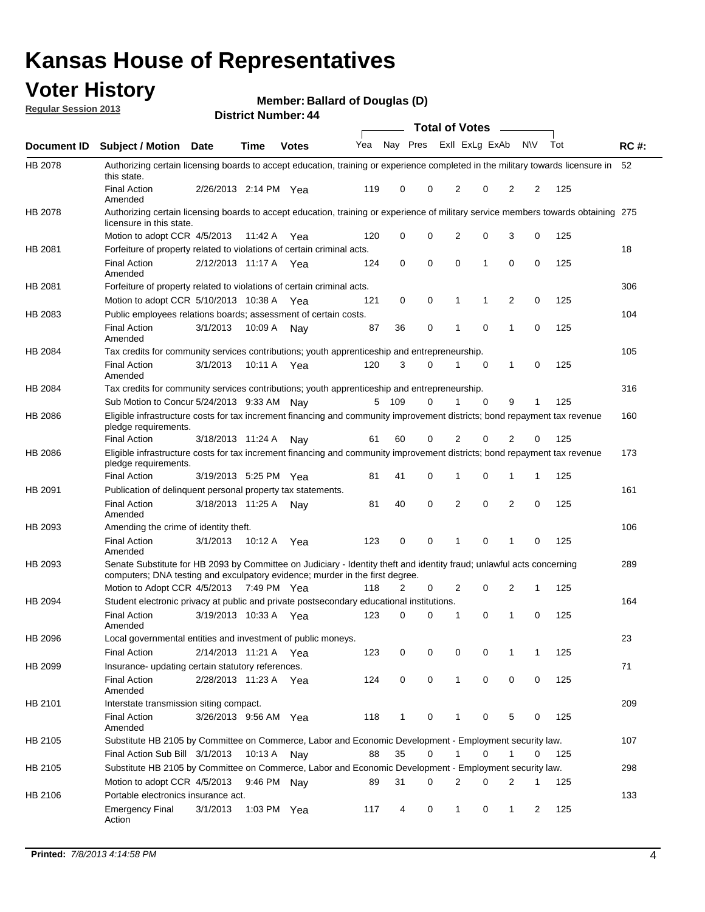# Kansas House of Representatives

## Voter History

**Regular Session 2013**

**Member: Ballard of Douglas (D)**

**District Number: 44**

| Document ID | Subject / Motion | Date | Time | Votes | Yea | Nay | Pres | ExII | ExLg | ExAb | N\V | Tot | RC #: |
|---|---|---|---|---|---|---|---|---|---|---|---|---|---|
| HB 2078 | Authorizing certain licensing boards to accept education, training or experience completed in the military towards licensure in this state. | | | | | | | | | | | | 52 |
| | Final Action Amended | 2/26/2013 | 2:14 PM | Yea | 119 | 0 | 0 | 2 | 0 | 2 | 2 | 125 | |
| HB 2078 | Authorizing certain licensing boards to accept education, training or experience of military service members towards obtaining licensure in this state. | | | | | | | | | | | | 275 |
| | Motion to adopt CCR | 4/5/2013 | 11:42 A | Yea | 120 | 0 | 0 | 2 | 0 | 3 | 0 | 125 | |
| HB 2081 | Forfeiture of property related to violations of certain criminal acts. | | | | | | | | | | | | 18 |
| | Final Action Amended | 2/12/2013 | 11:17 A | Yea | 124 | 0 | 0 | 0 | 1 | 0 | 0 | 125 | |
| HB 2081 | Forfeiture of property related to violations of certain criminal acts. | | | | | | | | | | | | 306 |
| | Motion to adopt CCR | 5/10/2013 | 10:38 A | Yea | 121 | 0 | 0 | 1 | 1 | 2 | 0 | 125 | |
| HB 2083 | Public employees relations boards; assessment of certain costs. | | | | | | | | | | | | 104 |
| | Final Action Amended | 3/1/2013 | 10:09 A | Nay | 87 | 36 | 0 | 1 | 0 | 1 | 0 | 125 | |
| HB 2084 | Tax credits for community services contributions; youth apprenticeship and entrepreneurship. | | | | | | | | | | | | 105 |
| | Final Action Amended | 3/1/2013 | 10:11 A | Yea | 120 | 3 | 0 | 1 | 0 | 1 | 0 | 125 | |
| HB 2084 | Tax credits for community services contributions; youth apprenticeship and entrepreneurship. | | | | | | | | | | | | 316 |
| | Sub Motion to Concur | 5/24/2013 | 9:33 AM | Nay | 5 | 109 | 0 | 1 | 0 | 9 | 1 | 125 | |
| HB 2086 | Eligible infrastructure costs for tax increment financing and community improvement districts; bond repayment tax revenue pledge requirements. | | | | | | | | | | | | 160 |
| | Final Action | 3/18/2013 | 11:24 A | Nay | 61 | 60 | 0 | 2 | 0 | 2 | 0 | 125 | |
| HB 2086 | Eligible infrastructure costs for tax increment financing and community improvement districts; bond repayment tax revenue pledge requirements. | | | | | | | | | | | | 173 |
| | Final Action | 3/19/2013 | 5:25 PM | Yea | 81 | 41 | 0 | 1 | 0 | 1 | 1 | 125 | |
| HB 2091 | Publication of delinquent personal property tax statements. | | | | | | | | | | | | 161 |
| | Final Action Amended | 3/18/2013 | 11:25 A | Nay | 81 | 40 | 0 | 2 | 0 | 2 | 0 | 125 | |
| HB 2093 | Amending the crime of identity theft. | | | | | | | | | | | | 106 |
| | Final Action Amended | 3/1/2013 | 10:12 A | Yea | 123 | 0 | 0 | 1 | 0 | 1 | 0 | 125 | |
| HB 2093 | Senate Substitute for HB 2093 by Committee on Judiciary - Identity theft and identity fraud; unlawful acts concerning computers; DNA testing and exculpatory evidence; murder in the first degree. | | | | | | | | | | | | 289 |
| | Motion to Adopt CCR | 4/5/2013 | 7:49 PM | Yea | 118 | 2 | 0 | 2 | 0 | 2 | 1 | 125 | |
| HB 2094 | Student electronic privacy at public and private postsecondary educational institutions. | | | | | | | | | | | | 164 |
| | Final Action Amended | 3/19/2013 | 10:33 A | Yea | 123 | 0 | 0 | 1 | 0 | 1 | 0 | 125 | |
| HB 2096 | Local governmental entities and investment of public moneys. | | | | | | | | | | | | 23 |
| | Final Action | 2/14/2013 | 11:21 A | Yea | 123 | 0 | 0 | 0 | 0 | 1 | 1 | 125 | |
| HB 2099 | Insurance- updating certain statutory references. | | | | | | | | | | | | 71 |
| | Final Action Amended | 2/28/2013 | 11:23 A | Yea | 124 | 0 | 0 | 1 | 0 | 0 | 0 | 125 | |
| HB 2101 | Interstate transmission siting compact. | | | | | | | | | | | | 209 |
| | Final Action Amended | 3/26/2013 | 9:56 AM | Yea | 118 | 1 | 0 | 1 | 0 | 5 | 0 | 125 | |
| HB 2105 | Substitute HB 2105 by Committee on Commerce, Labor and Economic Development - Employment security law. | | | | | | | | | | | | 107 |
| | Final Action Sub Bill | 3/1/2013 | 10:13 A | Nay | 88 | 35 | 0 | 1 | 0 | 1 | 0 | 125 | |
| HB 2105 | Substitute HB 2105 by Committee on Commerce, Labor and Economic Development - Employment security law. | | | | | | | | | | | | 298 |
| | Motion to adopt CCR | 4/5/2013 | 9:46 PM | Nay | 89 | 31 | 0 | 2 | 0 | 2 | 1 | 125 | |
| HB 2106 | Portable electronics insurance act. | | | | | | | | | | | | 133 |
| | Emergency Final Action | 3/1/2013 | 1:03 PM | Yea | 117 | 4 | 0 | 1 | 0 | 1 | 2 | 125 | |

**Printed:** *7/8/2013 4:14:58 PM*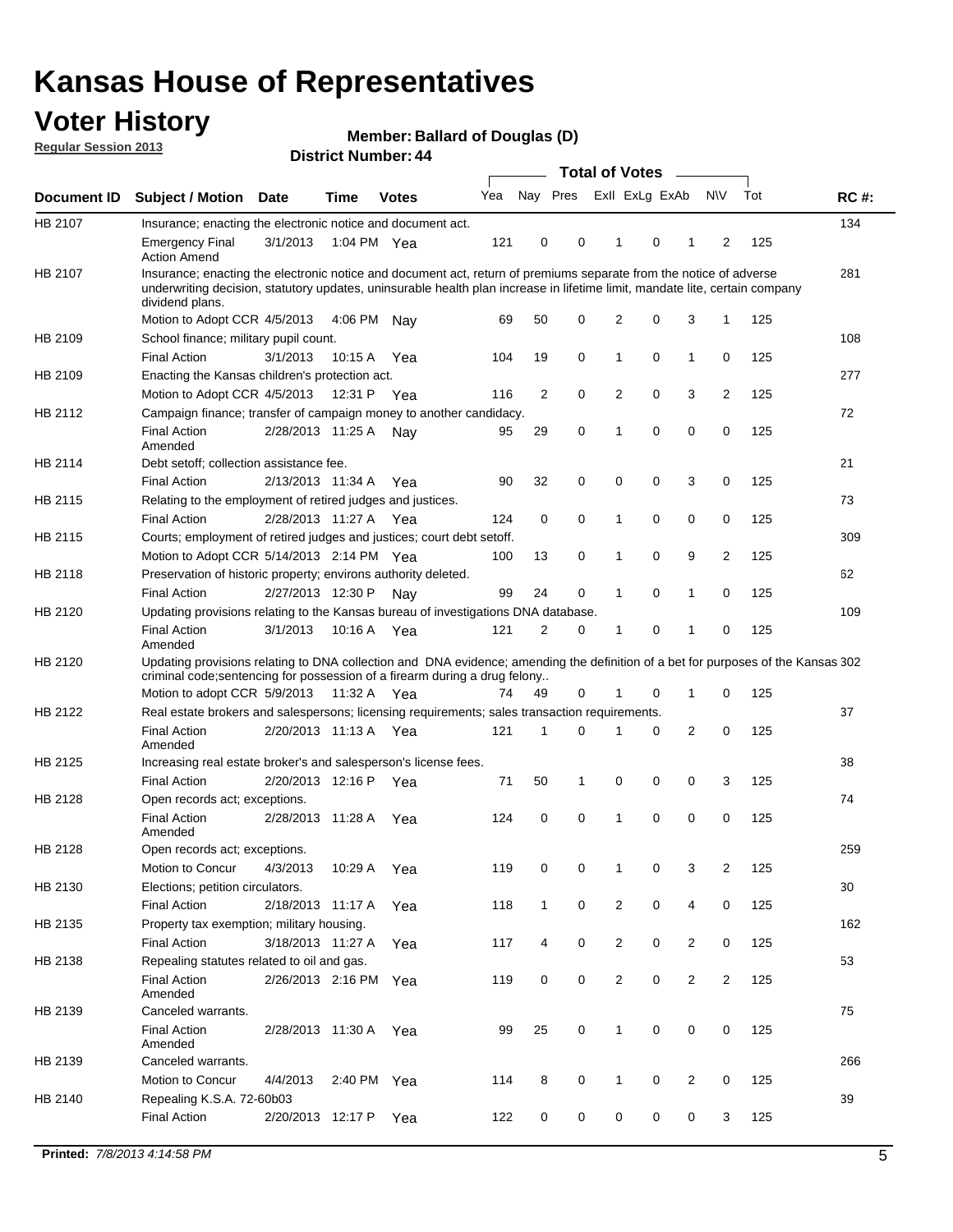# Kansas House of Representatives

## Voter History

**Regular Session 2013**

**Member: Ballard of Douglas (D)**

**District Number: 44**

| Document ID | Subject / Motion | Date | Time | Votes | Yea | Nay | Pres | ExII | ExLg | ExAb | N\V | Tot | RC #: |
|---|---|---|---|---|---|---|---|---|---|---|---|---|---|
| HB 2107 | Insurance; enacting the electronic notice and document act. | | | | | | | | | | | | 134 |
| | Emergency Final Action Amend | 3/1/2013 | 1:04 PM | Yea | 121 | 0 | 0 | 1 | 0 | 1 | 2 | 125 | |
| HB 2107 | Insurance; enacting the electronic notice and document act, return of premiums separate from the notice of adverse underwriting decision, statutory updates, uninsurable health plan increase in lifetime limit, mandate lite, certain company dividend plans. | | | | | | | | | | | | 281 |
| | Motion to Adopt CCR | 4/5/2013 | 4:06 PM | Nay | 69 | 50 | 0 | 2 | 0 | 3 | 1 | 125 | |
| HB 2109 | School finance; military pupil count. | | | | | | | | | | | | 108 |
| | Final Action | 3/1/2013 | 10:15 A | Yea | 104 | 19 | 0 | 1 | 0 | 1 | 0 | 125 | |
| HB 2109 | Enacting the Kansas children's protection act. | | | | | | | | | | | | 277 |
| | Motion to Adopt CCR | 4/5/2013 | 12:31 P | Yea | 116 | 2 | 0 | 2 | 0 | 3 | 2 | 125 | |
| HB 2112 | Campaign finance; transfer of campaign money to another candidacy. | | | | | | | | | | | | 72 |
| | Final Action Amended | 2/28/2013 | 11:25 A | Nay | 95 | 29 | 0 | 1 | 0 | 0 | 0 | 125 | |
| HB 2114 | Debt setoff; collection assistance fee. | | | | | | | | | | | | 21 |
| | Final Action | 2/13/2013 | 11:34 A | Yea | 90 | 32 | 0 | 0 | 0 | 3 | 0 | 125 | |
| HB 2115 | Relating to the employment of retired judges and justices. | | | | | | | | | | | | 73 |
| | Final Action | 2/28/2013 | 11:27 A | Yea | 124 | 0 | 0 | 1 | 0 | 0 | 0 | 125 | |
| HB 2115 | Courts; employment of retired judges and justices; court debt setoff. | | | | | | | | | | | | 309 |
| | Motion to Adopt CCR | 5/14/2013 | 2:14 PM | Yea | 100 | 13 | 0 | 1 | 0 | 9 | 2 | 125 | |
| HB 2118 | Preservation of historic property; environs authority deleted. | | | | | | | | | | | | 62 |
| | Final Action | 2/27/2013 | 12:30 P | Nay | 99 | 24 | 0 | 1 | 0 | 1 | 0 | 125 | |
| HB 2120 | Updating provisions relating to the Kansas bureau of investigations DNA database. | | | | | | | | | | | | 109 |
| | Final Action Amended | 3/1/2013 | 10:16 A | Yea | 121 | 2 | 0 | 1 | 0 | 1 | 0 | 125 | |
| HB 2120 | Updating provisions relating to DNA collection and DNA evidence; amending the definition of a bet for purposes of the Kansas criminal code;sentencing for possession of a firearm during a drug felony.. | | | | | | | | | | | | 302 |
| | Motion to adopt CCR | 5/9/2013 | 11:32 A | Yea | 74 | 49 | 0 | 1 | 0 | 1 | 0 | 125 | |
| HB 2122 | Real estate brokers and salespersons; licensing requirements; sales transaction requirements. | | | | | | | | | | | | 37 |
| | Final Action Amended | 2/20/2013 | 11:13 A | Yea | 121 | 1 | 0 | 1 | 0 | 2 | 0 | 125 | |
| HB 2125 | Increasing real estate broker's and salesperson's license fees. | | | | | | | | | | | | 38 |
| | Final Action | 2/20/2013 | 12:16 P | Yea | 71 | 50 | 1 | 0 | 0 | 0 | 3 | 125 | |
| HB 2128 | Open records act; exceptions. | | | | | | | | | | | | 74 |
| | Final Action Amended | 2/28/2013 | 11:28 A | Yea | 124 | 0 | 0 | 1 | 0 | 0 | 0 | 125 | |
| HB 2128 | Open records act; exceptions. | | | | | | | | | | | | 259 |
| | Motion to Concur | 4/3/2013 | 10:29 A | Yea | 119 | 0 | 0 | 1 | 0 | 3 | 2 | 125 | |
| HB 2130 | Elections; petition circulators. | | | | | | | | | | | | 30 |
| | Final Action | 2/18/2013 | 11:17 A | Yea | 118 | 1 | 0 | 2 | 0 | 4 | 0 | 125 | |
| HB 2135 | Property tax exemption; military housing. | | | | | | | | | | | | 162 |
| | Final Action | 3/18/2013 | 11:27 A | Yea | 117 | 4 | 0 | 2 | 0 | 2 | 0 | 125 | |
| HB 2138 | Repealing statutes related to oil and gas. | | | | | | | | | | | | 53 |
| | Final Action Amended | 2/26/2013 | 2:16 PM | Yea | 119 | 0 | 0 | 2 | 0 | 2 | 2 | 125 | |
| HB 2139 | Canceled warrants. | | | | | | | | | | | | 75 |
| | Final Action Amended | 2/28/2013 | 11:30 A | Yea | 99 | 25 | 0 | 1 | 0 | 0 | 0 | 125 | |
| HB 2139 | Canceled warrants. | | | | | | | | | | | | 266 |
| | Motion to Concur | 4/4/2013 | 2:40 PM | Yea | 114 | 8 | 0 | 1 | 0 | 2 | 0 | 125 | |
| HB 2140 | Repealing K.S.A. 72-60b03 | | | | | | | | | | | | 39 |
| | Final Action | 2/20/2013 | 12:17 P | Yea | 122 | 0 | 0 | 0 | 0 | 0 | 3 | 125 | |

**Printed:** *7/8/2013 4:14:58 PM*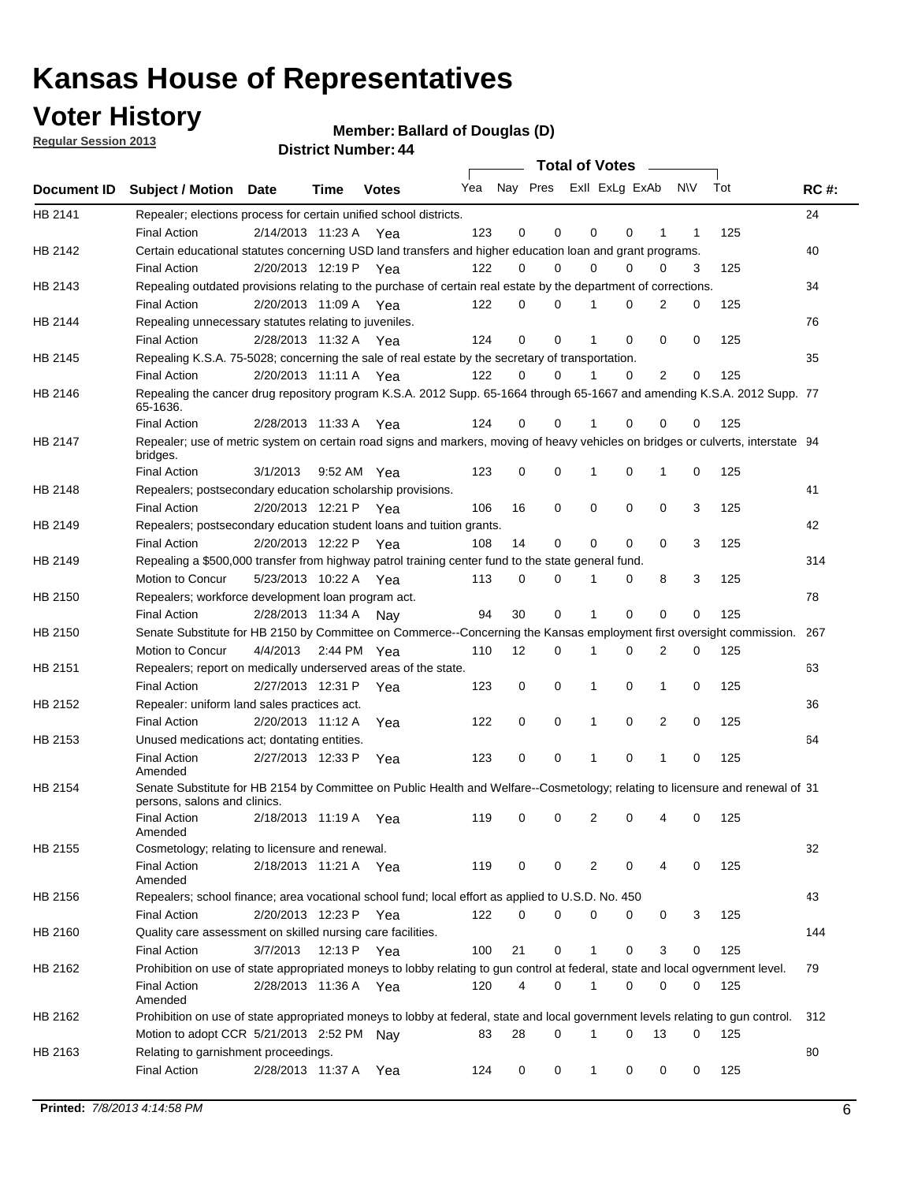# Kansas House of Representatives

## Voter History

**Regular Session 2013**

**Member: Ballard of Douglas (D)**

**District Number: 44**

| Document ID | Subject / Motion | Date | Time | Votes | Yea | Nay | Pres | ExII | ExLg | ExAb | N\V | Tot | RC #: |
|---|---|---|---|---|---|---|---|---|---|---|---|---|---|
| HB 2141 | Repealer; elections process for certain unified school districts. | | | | | | | | | | | | 24 |
| | Final Action | 2/14/2013 | 11:23 A | Yea | 123 | 0 | 0 | 0 | 0 | 1 | 1 | 125 | |
| HB 2142 | Certain educational statutes concerning USD land transfers and higher education loan and grant programs. | | | | | | | | | | | | 40 |
| | Final Action | 2/20/2013 | 12:19 P | Yea | 122 | 0 | 0 | 0 | 0 | 0 | 3 | 125 | |
| HB 2143 | Repealing outdated provisions relating to the purchase of certain real estate by the department of corrections. | | | | | | | | | | | | 34 |
| | Final Action | 2/20/2013 | 11:09 A | Yea | 122 | 0 | 0 | 1 | 0 | 2 | 0 | 125 | |
| HB 2144 | Repealing unnecessary statutes relating to juveniles. | | | | | | | | | | | | 76 |
| | Final Action | 2/28/2013 | 11:32 A | Yea | 124 | 0 | 0 | 1 | 0 | 0 | 0 | 125 | |
| HB 2145 | Repealing K.S.A. 75-5028; concerning the sale of real estate by the secretary of transportation. | | | | | | | | | | | | 35 |
| | Final Action | 2/20/2013 | 11:11 A | Yea | 122 | 0 | 0 | 1 | 0 | 2 | 0 | 125 | |
| HB 2146 | Repealing the cancer drug repository program K.S.A. 2012 Supp. 65-1664 through 65-1667 and amending K.S.A. 2012 Supp. 65-1636. | | | | | | | | | | | | 77 |
| | Final Action | 2/28/2013 | 11:33 A | Yea | 124 | 0 | 0 | 1 | 0 | 0 | 0 | 125 | |
| HB 2147 | Repealer; use of metric system on certain road signs and markers, moving of heavy vehicles on bridges or culverts, interstate bridges. | | | | | | | | | | | | 94 |
| | Final Action | 3/1/2013 | 9:52 AM | Yea | 123 | 0 | 0 | 1 | 0 | 1 | 0 | 125 | |
| HB 2148 | Repealers; postsecondary education scholarship provisions. | | | | | | | | | | | | 41 |
| | Final Action | 2/20/2013 | 12:21 P | Yea | 106 | 16 | 0 | 0 | 0 | 0 | 3 | 125 | |
| HB 2149 | Repealers; postsecondary education student loans and tuition grants. | | | | | | | | | | | | 42 |
| | Final Action | 2/20/2013 | 12:22 P | Yea | 108 | 14 | 0 | 0 | 0 | 0 | 3 | 125 | |
| HB 2149 | Repealing a $500,000 transfer from highway patrol training center fund to the state general fund. | | | | | | | | | | | | 314 |
| | Motion to Concur | 5/23/2013 | 10:22 A | Yea | 113 | 0 | 0 | 1 | 0 | 8 | 3 | 125 | |
| HB 2150 | Repealers; workforce development loan program act. | | | | | | | | | | | | 78 |
| | Final Action | 2/28/2013 | 11:34 A | Nay | 94 | 30 | 0 | 1 | 0 | 0 | 0 | 125 | |
| HB 2150 | Senate Substitute for HB 2150 by Committee on Commerce--Concerning the Kansas employment first oversight commission. | | | | | | | | | | | | 267 |
| | Motion to Concur | 4/4/2013 | 2:44 PM | Yea | 110 | 12 | 0 | 1 | 0 | 2 | 0 | 125 | |
| HB 2151 | Repealers; report on medically underserved areas of the state. | | | | | | | | | | | | 63 |
| | Final Action | 2/27/2013 | 12:31 P | Yea | 123 | 0 | 0 | 1 | 0 | 1 | 0 | 125 | |
| HB 2152 | Repealer: uniform land sales practices act. | | | | | | | | | | | | 36 |
| | Final Action | 2/20/2013 | 11:12 A | Yea | 122 | 0 | 0 | 1 | 0 | 2 | 0 | 125 | |
| HB 2153 | Unused medications act; dontating entities. | | | | | | | | | | | | 64 |
| | Final Action Amended | 2/27/2013 | 12:33 P | Yea | 123 | 0 | 0 | 1 | 0 | 1 | 0 | 125 | |
| HB 2154 | Senate Substitute for HB 2154 by Committee on Public Health and Welfare--Cosmetology; relating to licensure and renewal of persons, salons and clinics. | | | | | | | | | | | | 31 |
| | Final Action Amended | 2/18/2013 | 11:19 A | Yea | 119 | 0 | 0 | 2 | 0 | 4 | 0 | 125 | |
| HB 2155 | Cosmetology; relating to licensure and renewal. | | | | | | | | | | | | 32 |
| | Final Action Amended | 2/18/2013 | 11:21 A | Yea | 119 | 0 | 0 | 2 | 0 | 4 | 0 | 125 | |
| HB 2156 | Repealers; school finance; area vocational school fund; local effort as applied to U.S.D. No. 450 | | | | | | | | | | | | 43 |
| | Final Action | 2/20/2013 | 12:23 P | Yea | 122 | 0 | 0 | 0 | 0 | 0 | 3 | 125 | |
| HB 2160 | Quality care assessment on skilled nursing care facilities. | | | | | | | | | | | | 144 |
| | Final Action | 3/7/2013 | 12:13 P | Yea | 100 | 21 | 0 | 1 | 0 | 3 | 0 | 125 | |
| HB 2162 | Prohibition on use of state appropriated moneys to lobby relating to gun control at federal, state and local ogvernment level. | | | | | | | | | | | | 79 |
| | Final Action Amended | 2/28/2013 | 11:36 A | Yea | 120 | 4 | 0 | 1 | 0 | 0 | 0 | 125 | |
| HB 2162 | Prohibition on use of state appropriated moneys to lobby at federal, state and local government levels relating to gun control. | | | | | | | | | | | | 312 |
| | Motion to adopt CCR | 5/21/2013 | 2:52 PM | Nay | 83 | 28 | 0 | 1 | 0 | 13 | 0 | 125 | |
| HB 2163 | Relating to garnishment proceedings. | | | | | | | | | | | | 80 |
| | Final Action | 2/28/2013 | 11:37 A | Yea | 124 | 0 | 0 | 1 | 0 | 0 | 0 | 125 | |

**Printed:** 7/8/2013 4:14:58 PM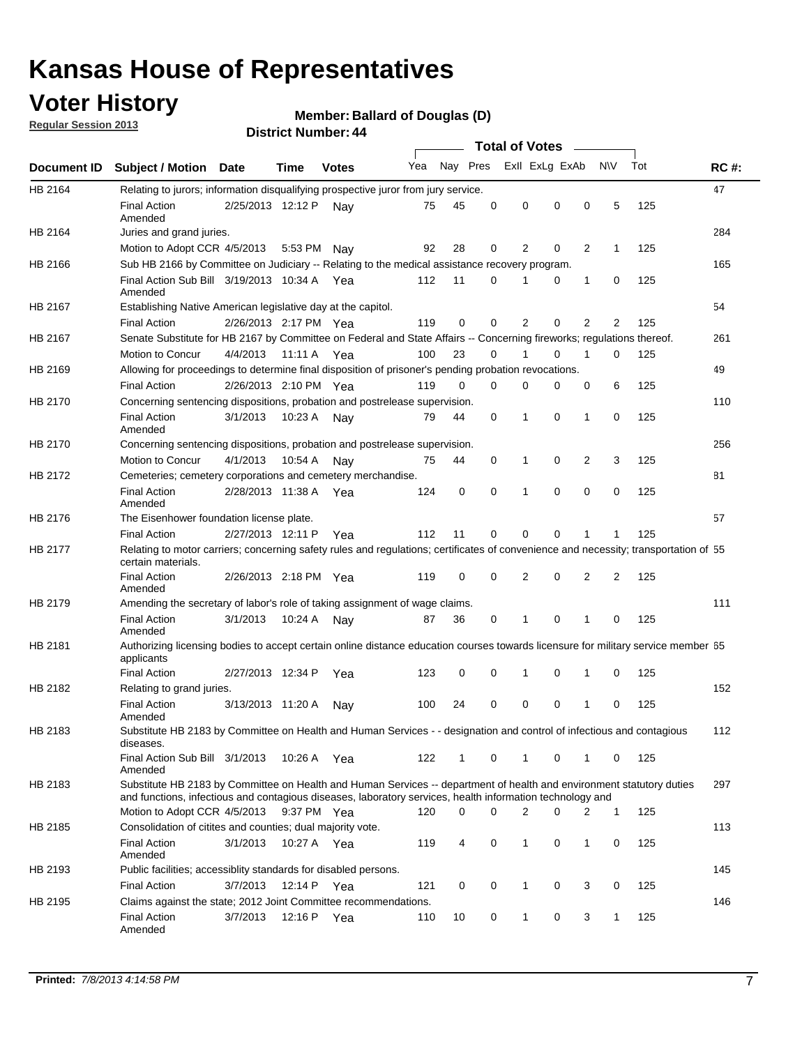# Kansas House of Representatives

## Voter History

**Regular Session 2013**

**Member: Ballard of Douglas (D)**

**District Number: 44**

| Document ID | Subject / Motion | Date | Time | Votes | Yea | Nay | Pres | Exll | ExLg | ExAb | N\V | Tot | RC #: |
|---|---|---|---|---|---|---|---|---|---|---|---|---|---|
| HB 2164 | Relating to jurors; information disqualifying prospective juror from jury service. | | | | | | | | | | | | 47 |
| | Final Action Amended | 2/25/2013 | 12:12 P | Nay | 75 | 45 | 0 | 0 | 0 | 0 | 5 | 125 | |
| HB 2164 | Juries and grand juries. | | | | | | | | | | | | 284 |
| | Motion to Adopt CCR | 4/5/2013 | 5:53 PM | Nay | 92 | 28 | 0 | 2 | 0 | 2 | 1 | 125 | |
| HB 2166 | Sub HB 2166 by Committee on Judiciary -- Relating to the medical assistance recovery program. | | | | | | | | | | | | 165 |
| | Final Action Sub Bill Amended | 3/19/2013 | 10:34 A | Yea | 112 | 11 | 0 | 1 | 0 | 1 | 0 | 125 | |
| HB 2167 | Establishing Native American legislative day at the capitol. | | | | | | | | | | | | 54 |
| | Final Action | 2/26/2013 | 2:17 PM | Yea | 119 | 0 | 0 | 2 | 0 | 2 | 2 | 125 | |
| HB 2167 | Senate Substitute for HB 2167 by Committee on Federal and State Affairs -- Concerning fireworks; regulations thereof. | | | | | | | | | | | | 261 |
| | Motion to Concur | 4/4/2013 | 11:11 A | Yea | 100 | 23 | 0 | 1 | 0 | 1 | 0 | 125 | |
| HB 2169 | Allowing for proceedings to determine final disposition of prisoner's pending probation revocations. | | | | | | | | | | | | 49 |
| | Final Action | 2/26/2013 | 2:10 PM | Yea | 119 | 0 | 0 | 0 | 0 | 0 | 6 | 125 | |
| HB 2170 | Concerning sentencing dispositions, probation and postrelease supervision. | | | | | | | | | | | | 110 |
| | Final Action Amended | 3/1/2013 | 10:23 A | Nay | 79 | 44 | 0 | 1 | 0 | 1 | 0 | 125 | |
| HB 2170 | Concerning sentencing dispositions, probation and postrelease supervision. | | | | | | | | | | | | 256 |
| | Motion to Concur | 4/1/2013 | 10:54 A | Nay | 75 | 44 | 0 | 1 | 0 | 2 | 3 | 125 | |
| HB 2172 | Cemeteries; cemetery corporations and cemetery merchandise. | | | | | | | | | | | | 81 |
| | Final Action Amended | 2/28/2013 | 11:38 A | Yea | 124 | 0 | 0 | 1 | 0 | 0 | 0 | 125 | |
| HB 2176 | The Eisenhower foundation license plate. | | | | | | | | | | | | 57 |
| | Final Action | 2/27/2013 | 12:11 P | Yea | 112 | 11 | 0 | 0 | 0 | 1 | 1 | 125 | |
| HB 2177 | Relating to motor carriers; concerning safety rules and regulations; certificates of convenience and necessity; transportation of certain materials. | | | | | | | | | | | | 55 |
| | Final Action Amended | 2/26/2013 | 2:18 PM | Yea | 119 | 0 | 0 | 2 | 0 | 2 | 2 | 125 | |
| HB 2179 | Amending the secretary of labor's role of taking assignment of wage claims. | | | | | | | | | | | | 111 |
| | Final Action Amended | 3/1/2013 | 10:24 A | Nay | 87 | 36 | 0 | 1 | 0 | 1 | 0 | 125 | |
| HB 2181 | Authorizing licensing bodies to accept certain online distance education courses towards licensure for military service member applicants | | | | | | | | | | | | 65 |
| | Final Action | 2/27/2013 | 12:34 P | Yea | 123 | 0 | 0 | 1 | 0 | 1 | 0 | 125 | |
| HB 2182 | Relating to grand juries. | | | | | | | | | | | | 152 |
| | Final Action Amended | 3/13/2013 | 11:20 A | Nay | 100 | 24 | 0 | 0 | 0 | 1 | 0 | 125 | |
| HB 2183 | Substitute HB 2183 by Committee on Health and Human Services - - designation and control of infectious and contagious diseases. | | | | | | | | | | | | 112 |
| | Final Action Sub Bill Amended | 3/1/2013 | 10:26 A | Yea | 122 | 1 | 0 | 1 | 0 | 1 | 0 | 125 | |
| HB 2183 | Substitute HB 2183 by Committee on Health and Human Services -- department of health and environment statutory duties and functions, infectious and contagious diseases, laboratory services, health information technology and | | | | | | | | | | | | 297 |
| | Motion to Adopt CCR | 4/5/2013 | 9:37 PM | Yea | 120 | 0 | 0 | 2 | 0 | 2 | 1 | 125 | |
| HB 2185 | Consolidation of citites and counties; dual majority vote. | | | | | | | | | | | | 113 |
| | Final Action Amended | 3/1/2013 | 10:27 A | Yea | 119 | 4 | 0 | 1 | 0 | 1 | 0 | 125 | |
| HB 2193 | Public facilities; accessiblity standards for disabled persons. | | | | | | | | | | | | 145 |
| | Final Action | 3/7/2013 | 12:14 P | Yea | 121 | 0 | 0 | 1 | 0 | 3 | 0 | 125 | |
| HB 2195 | Claims against the state; 2012 Joint Committee recommendations. | | | | | | | | | | | | 146 |
| | Final Action Amended | 3/7/2013 | 12:16 P | Yea | 110 | 10 | 0 | 1 | 0 | 3 | 1 | 125 | |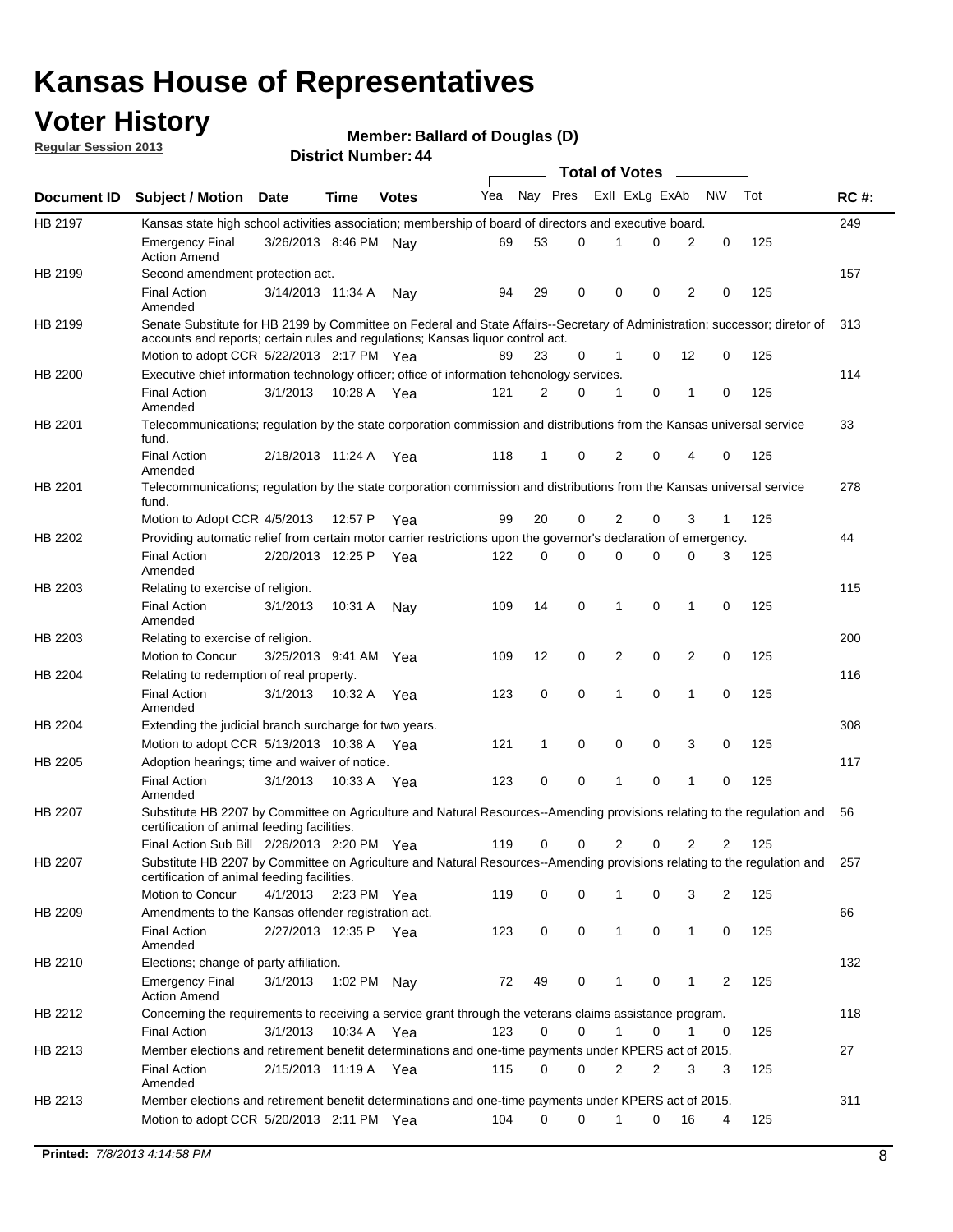# Kansas House of Representatives

## Voter History

**Regular Session 2013**

**Member: Ballard of Douglas (D)**

**District Number: 44**

| Document ID | Subject / Motion | Date | Time | Votes | Yea | Nay | Pres | ExII | ExLg | ExAb | N\V | Tot | RC #: |
|---|---|---|---|---|---|---|---|---|---|---|---|---|---|
| HB 2197 | Kansas state high school activities association; membership of board of directors and executive board. | | | | | | | | | | | | 249 |
| | Emergency Final Action Amend | 3/26/2013 | 8:46 PM | Nay | 69 | 53 | 0 | 1 | 0 | 2 | 0 | 125 | |
| HB 2199 | Second amendment protection act. | | | | | | | | | | | | 157 |
| | Final Action Amended | 3/14/2013 | 11:34 A | Nay | 94 | 29 | 0 | 0 | 0 | 2 | 0 | 125 | |
| HB 2199 | Senate Substitute for HB 2199 by Committee on Federal and State Affairs--Secretary of Administration; successor; diretor of accounts and reports; certain rules and regulations; Kansas liquor control act. | | | | | | | | | | | | 313 |
| | Motion to adopt CCR | 5/22/2013 | 2:17 PM | Yea | 89 | 23 | 0 | 1 | 0 | 12 | 0 | 125 | |
| HB 2200 | Executive chief information technology officer; office of information tehcnology services. | | | | | | | | | | | | 114 |
| | Final Action Amended | 3/1/2013 | 10:28 A | Yea | 121 | 2 | 0 | 1 | 0 | 1 | 0 | 125 | |
| HB 2201 | Telecommunications; regulation by the state corporation commission and distributions from the Kansas universal service fund. | | | | | | | | | | | | 33 |
| | Final Action Amended | 2/18/2013 | 11:24 A | Yea | 118 | 1 | 0 | 2 | 0 | 4 | 0 | 125 | |
| HB 2201 | Telecommunications; regulation by the state corporation commission and distributions from the Kansas universal service fund. | | | | | | | | | | | | 278 |
| | Motion to Adopt CCR | 4/5/2013 | 12:57 P | Yea | 99 | 20 | 0 | 2 | 0 | 3 | 1 | 125 | |
| HB 2202 | Providing automatic relief from certain motor carrier restrictions upon the governor's declaration of emergency. | | | | | | | | | | | | 44 |
| | Final Action Amended | 2/20/2013 | 12:25 P | Yea | 122 | 0 | 0 | 0 | 0 | 0 | 3 | 125 | |
| HB 2203 | Relating to exercise of religion. | | | | | | | | | | | | 115 |
| | Final Action Amended | 3/1/2013 | 10:31 A | Nay | 109 | 14 | 0 | 1 | 0 | 1 | 0 | 125 | |
| HB 2203 | Relating to exercise of religion. | | | | | | | | | | | | 200 |
| | Motion to Concur | 3/25/2013 | 9:41 AM | Yea | 109 | 12 | 0 | 2 | 0 | 2 | 0 | 125 | |
| HB 2204 | Relating to redemption of real property. | | | | | | | | | | | | 116 |
| | Final Action Amended | 3/1/2013 | 10:32 A | Yea | 123 | 0 | 0 | 1 | 0 | 1 | 0 | 125 | |
| HB 2204 | Extending the judicial branch surcharge for two years. | | | | | | | | | | | | 308 |
| | Motion to adopt CCR | 5/13/2013 | 10:38 A | Yea | 121 | 1 | 0 | 0 | 0 | 3 | 0 | 125 | |
| HB 2205 | Adoption hearings; time and waiver of notice. | | | | | | | | | | | | 117 |
| | Final Action Amended | 3/1/2013 | 10:33 A | Yea | 123 | 0 | 0 | 1 | 0 | 1 | 0 | 125 | |
| HB 2207 | Substitute HB 2207 by Committee on Agriculture and Natural Resources--Amending provisions relating to the regulation and certification of animal feeding facilities. | | | | | | | | | | | | 56 |
| | Final Action Sub Bill | 2/26/2013 | 2:20 PM | Yea | 119 | 0 | 0 | 2 | 0 | 2 | 2 | 125 | |
| HB 2207 | Substitute HB 2207 by Committee on Agriculture and Natural Resources--Amending provisions relating to the regulation and certification of animal feeding facilities. | | | | | | | | | | | | 257 |
| | Motion to Concur | 4/1/2013 | 2:23 PM | Yea | 119 | 0 | 0 | 1 | 0 | 3 | 2 | 125 | |
| HB 2209 | Amendments to the Kansas offender registration act. | | | | | | | | | | | | 66 |
| | Final Action Amended | 2/27/2013 | 12:35 P | Yea | 123 | 0 | 0 | 1 | 0 | 1 | 0 | 125 | |
| HB 2210 | Elections; change of party affiliation. | | | | | | | | | | | | 132 |
| | Emergency Final Action Amend | 3/1/2013 | 1:02 PM | Nay | 72 | 49 | 0 | 1 | 0 | 1 | 2 | 125 | |
| HB 2212 | Concerning the requirements to receiving a service grant through the veterans claims assistance program. | | | | | | | | | | | | 118 |
| | Final Action | 3/1/2013 | 10:34 A | Yea | 123 | 0 | 0 | 1 | 0 | 1 | 0 | 125 | |
| HB 2213 | Member elections and retirement benefit determinations and one-time payments under KPERS act of 2015. | | | | | | | | | | | | 27 |
| | Final Action Amended | 2/15/2013 | 11:19 A | Yea | 115 | 0 | 0 | 2 | 2 | 3 | 3 | 125 | |
| HB 2213 | Member elections and retirement benefit determinations and one-time payments under KPERS act of 2015. | | | | | | | | | | | | 311 |
| | Motion to adopt CCR | 5/20/2013 | 2:11 PM | Yea | 104 | 0 | 0 | 1 | 0 | 16 | 4 | 125 | |

**Printed:** *7/8/2013 4:14:58 PM*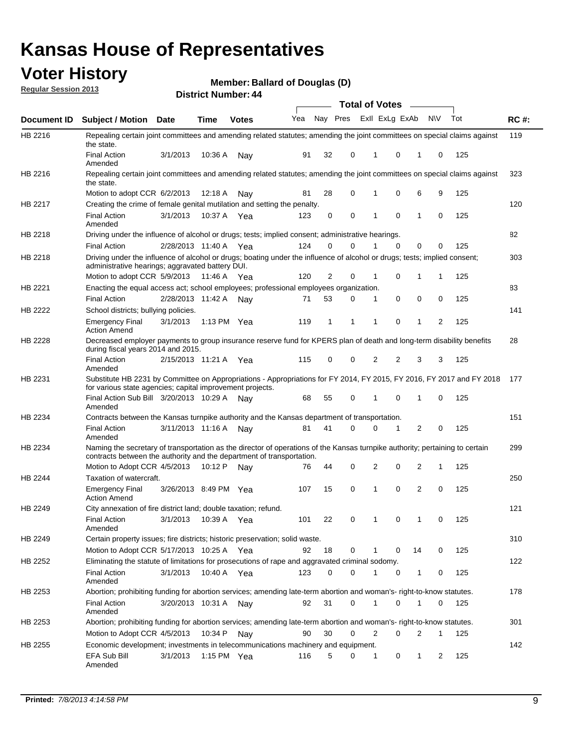# Kansas House of Representatives

## Voter History

**Regular Session 2013**

**Member: Ballard of Douglas (D)**

**District Number: 44**

| Document ID | Subject / Motion | Date | Time | Votes | Yea | Nay | Pres | ExII | ExLg | ExAb | N\V | Tot | RC #: |
|---|---|---|---|---|---|---|---|---|---|---|---|---|---|
| HB 2216 | Repealing certain joint committees and amending related statutes; amending the joint committees on special claims against the state. | | | | | | | | | | | | 119 |
| | Final Action Amended | 3/1/2013 | 10:36 A | Nay | 91 | 32 | 0 | 1 | 0 | 1 | 0 | 125 | |
| HB 2216 | Repealing certain joint committees and amending related statutes; amending the joint committees on special claims against the state. | | | | | | | | | | | | 323 |
| | Motion to adopt CCR | 6/2/2013 | 12:18 A | Nay | 81 | 28 | 0 | 1 | 0 | 6 | 9 | 125 | |
| HB 2217 | Creating the crime of female genital mutilation and setting the penalty. | | | | | | | | | | | | 120 |
| | Final Action Amended | 3/1/2013 | 10:37 A | Yea | 123 | 0 | 0 | 1 | 0 | 1 | 0 | 125 | |
| HB 2218 | Driving under the influence of alcohol or drugs; tests; implied consent; administrative hearings. | | | | | | | | | | | | 82 |
| | Final Action | 2/28/2013 | 11:40 A | Yea | 124 | 0 | 0 | 1 | 0 | 0 | 0 | 125 | |
| HB 2218 | Driving under the influence of alcohol or drugs; boating under the influence of alcohol or drugs; tests; implied consent; administrative hearings; aggravated battery DUI. | | | | | | | | | | | | 303 |
| | Motion to adopt CCR | 5/9/2013 | 11:46 A | Yea | 120 | 2 | 0 | 1 | 0 | 1 | 1 | 125 | |
| HB 2221 | Enacting the equal access act; school employees; professional employees organization. | | | | | | | | | | | | 83 |
| | Final Action | 2/28/2013 | 11:42 A | Nay | 71 | 53 | 0 | 1 | 0 | 0 | 0 | 125 | |
| HB 2222 | School districts; bullying policies. | | | | | | | | | | | | 141 |
| | Emergency Final Action Amend | 3/1/2013 | 1:13 PM | Yea | 119 | 1 | 1 | 1 | 0 | 1 | 2 | 125 | |
| HB 2228 | Decreased employer payments to group insurance reserve fund for KPERS plan of death and long-term disability benefits during fiscal years 2014 and 2015. | | | | | | | | | | | | 28 |
| | Final Action Amended | 2/15/2013 | 11:21 A | Yea | 115 | 0 | 0 | 2 | 2 | 3 | 3 | 125 | |
| HB 2231 | Substitute HB 2231 by Committee on Appropriations - Appropriations for FY 2014, FY 2015, FY 2016, FY 2017 and FY 2018 for various state agencies; capital improvement projects. | | | | | | | | | | | | 177 |
| | Final Action Sub Bill Amended | 3/20/2013 | 10:29 A | Nay | 68 | 55 | 0 | 1 | 0 | 1 | 0 | 125 | |
| HB 2234 | Contracts between the Kansas turnpike authority and the Kansas department of transportation. | | | | | | | | | | | | 151 |
| | Final Action Amended | 3/11/2013 | 11:16 A | Nay | 81 | 41 | 0 | 0 | 1 | 2 | 0 | 125 | |
| HB 2234 | Naming the secretary of transportation as the director of operations of the Kansas turnpike authority; pertaining to certain contracts between the authority and the department of transportation. | | | | | | | | | | | | 299 |
| | Motion to Adopt CCR | 4/5/2013 | 10:12 P | Nay | 76 | 44 | 0 | 2 | 0 | 2 | 1 | 125 | |
| HB 2244 | Taxation of watercraft. | | | | | | | | | | | | 250 |
| | Emergency Final Action Amend | 3/26/2013 | 8:49 PM | Yea | 107 | 15 | 0 | 1 | 0 | 2 | 0 | 125 | |
| HB 2249 | City annexation of fire district land; double taxation; refund. | | | | | | | | | | | | 121 |
| | Final Action Amended | 3/1/2013 | 10:39 A | Yea | 101 | 22 | 0 | 1 | 0 | 1 | 0 | 125 | |
| HB 2249 | Certain property issues; fire districts; historic preservation; solid waste. | | | | | | | | | | | | 310 |
| | Motion to Adopt CCR | 5/17/2013 | 10:25 A | Yea | 92 | 18 | 0 | 1 | 0 | 14 | 0 | 125 | |
| HB 2252 | Eliminating the statute of limitations for prosecutions of rape and aggravated criminal sodomy. | | | | | | | | | | | | 122 |
| | Final Action Amended | 3/1/2013 | 10:40 A | Yea | 123 | 0 | 0 | 1 | 0 | 1 | 0 | 125 | |
| HB 2253 | Abortion; prohibiting funding for abortion services; amending late-term abortion and woman's- right-to-know statutes. | | | | | | | | | | | | 178 |
| | Final Action Amended | 3/20/2013 | 10:31 A | Nay | 92 | 31 | 0 | 1 | 0 | 1 | 0 | 125 | |
| HB 2253 | Abortion; prohibiting funding for abortion services; amending late-term abortion and woman's- right-to-know statutes. | | | | | | | | | | | | 301 |
| | Motion to Adopt CCR | 4/5/2013 | 10:34 P | Nay | 90 | 30 | 0 | 2 | 0 | 2 | 1 | 125 | |
| HB 2255 | Economic development; investments in telecommunications machinery and equipment. | | | | | | | | | | | | 142 |
| | EFA Sub Bill Amended | 3/1/2013 | 1:15 PM | Yea | 116 | 5 | 0 | 1 | 0 | 1 | 2 | 125 | |

**Printed:** *7/8/2013 4:14:58 PM*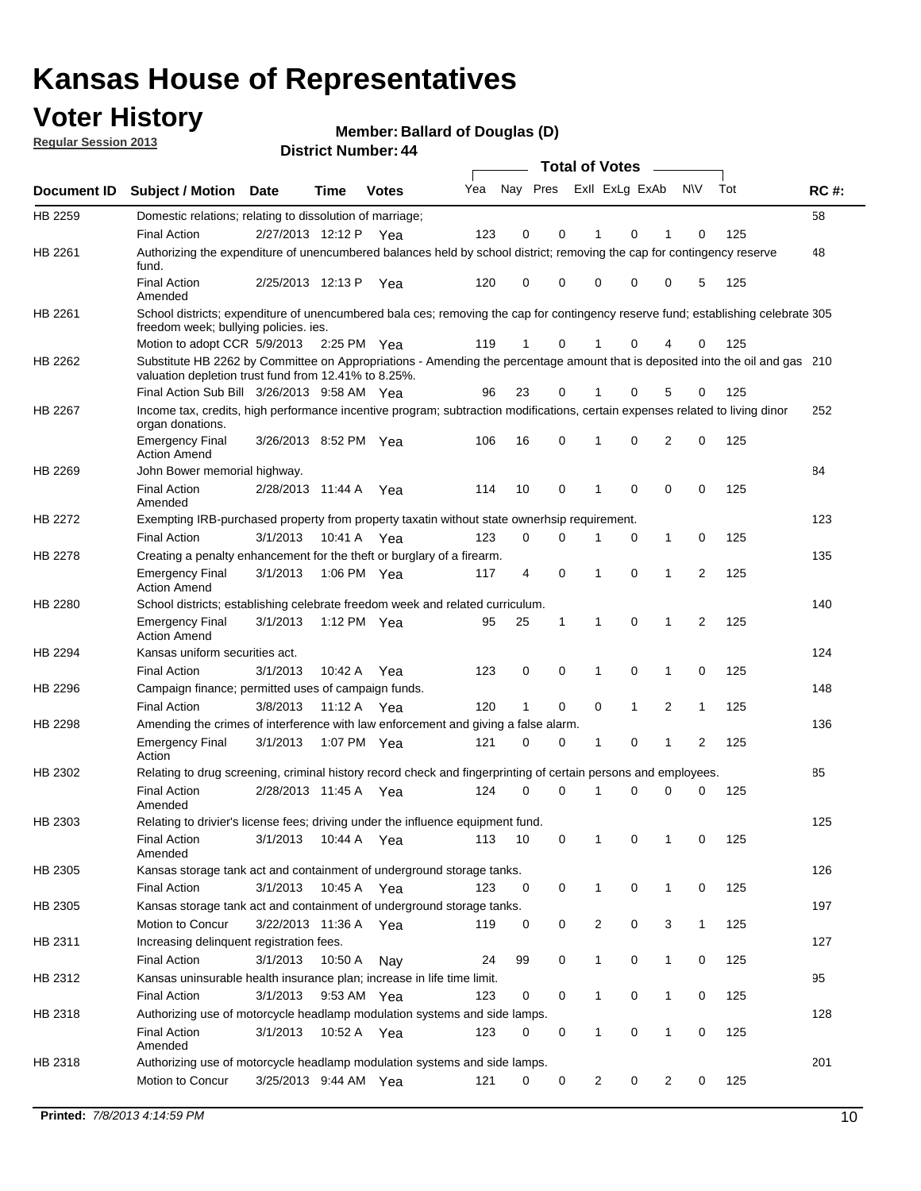# Kansas House of Representatives

## Voter History

**Regular Session 2013**

**Member: Ballard of Douglas (D)**

**District Number: 44**

| Document ID | Subject / Motion | Date | Time | Votes | Yea | Nay | Pres | ExII | ExLg | ExAb | N\V | Tot | RC #: |
|---|---|---|---|---|---|---|---|---|---|---|---|---|---|
| HB 2259 | Domestic relations; relating to dissolution of marriage; | | | | | | | | | | | | 58 |
| | Final Action | 2/27/2013 | 12:12 P | Yea | 123 | 0 | 0 | 1 | 0 | 1 | 0 | 125 | |
| HB 2261 | Authorizing the expenditure of unencumbered balances held by school district; removing the cap for contingency reserve fund. | | | | | | | | | | | | 48 |
| | Final Action Amended | 2/25/2013 | 12:13 P | Yea | 120 | 0 | 0 | 0 | 0 | 0 | 5 | 125 | |
| HB 2261 | School districts; expenditure of unencumbered bala ces; removing the cap for contingency reserve fund; establishing celebrate freedom week; bullying policies. ies. | | | | | | | | | | | | 305 |
| | Motion to adopt CCR | 5/9/2013 | 2:25 PM | Yea | 119 | 1 | 0 | 1 | 0 | 4 | 0 | 125 | |
| HB 2262 | Substitute HB 2262 by Committee on Appropriations - Amending the percentage amount that is deposited into the oil and gas valuation depletion trust fund from 12.41% to 8.25%. | | | | | | | | | | | | 210 |
| | Final Action Sub Bill | 3/26/2013 | 9:58 AM | Yea | 96 | 23 | 0 | 1 | 0 | 5 | 0 | 125 | |
| HB 2267 | Income tax, credits, high performance incentive program; subtraction modifications, certain expenses related to living dinor organ donations. | | | | | | | | | | | | 252 |
| | Emergency Final Action Amend | 3/26/2013 | 8:52 PM | Yea | 106 | 16 | 0 | 1 | 0 | 2 | 0 | 125 | |
| HB 2269 | John Bower memorial highway. | | | | | | | | | | | | 84 |
| | Final Action Amended | 2/28/2013 | 11:44 A | Yea | 114 | 10 | 0 | 1 | 0 | 0 | 0 | 125 | |
| HB 2272 | Exempting IRB-purchased property from property taxatin without state ownerhsip requirement. | | | | | | | | | | | | 123 |
| | Final Action | 3/1/2013 | 10:41 A | Yea | 123 | 0 | 0 | 1 | 0 | 1 | 0 | 125 | |
| HB 2278 | Creating a penalty enhancement for the theft or burglary of a firearm. | | | | | | | | | | | | 135 |
| | Emergency Final Action Amend | 3/1/2013 | 1:06 PM | Yea | 117 | 4 | 0 | 1 | 0 | 1 | 2 | 125 | |
| HB 2280 | School districts; establishing celebrate freedom week and related curriculum. | | | | | | | | | | | | 140 |
| | Emergency Final Action Amend | 3/1/2013 | 1:12 PM | Yea | 95 | 25 | 1 | 1 | 0 | 1 | 2 | 125 | |
| HB 2294 | Kansas uniform securities act. | | | | | | | | | | | | 124 |
| | Final Action | 3/1/2013 | 10:42 A | Yea | 123 | 0 | 0 | 1 | 0 | 1 | 0 | 125 | |
| HB 2296 | Campaign finance; permitted uses of campaign funds. | | | | | | | | | | | | 148 |
| | Final Action | 3/8/2013 | 11:12 A | Yea | 120 | 1 | 0 | 0 | 1 | 2 | 1 | 125 | |
| HB 2298 | Amending the crimes of interference with law enforcement and giving a false alarm. | | | | | | | | | | | | 136 |
| | Emergency Final Action | 3/1/2013 | 1:07 PM | Yea | 121 | 0 | 0 | 1 | 0 | 1 | 2 | 125 | |
| HB 2302 | Relating to drug screening, criminal history record check and fingerprinting of certain persons and employees. | | | | | | | | | | | | 85 |
| | Final Action Amended | 2/28/2013 | 11:45 A | Yea | 124 | 0 | 0 | 1 | 0 | 0 | 0 | 125 | |
| HB 2303 | Relating to drivier's license fees; driving under the influence equipment fund. | | | | | | | | | | | | 125 |
| | Final Action Amended | 3/1/2013 | 10:44 A | Yea | 113 | 10 | 0 | 1 | 0 | 1 | 0 | 125 | |
| HB 2305 | Kansas storage tank act and containment of underground storage tanks. | | | | | | | | | | | | 126 |
| | Final Action | 3/1/2013 | 10:45 A | Yea | 123 | 0 | 0 | 1 | 0 | 1 | 0 | 125 | |
| HB 2305 | Kansas storage tank act and containment of underground storage tanks. | | | | | | | | | | | | 197 |
| | Motion to Concur | 3/22/2013 | 11:36 A | Yea | 119 | 0 | 0 | 2 | 0 | 3 | 1 | 125 | |
| HB 2311 | Increasing delinquent registration fees. | | | | | | | | | | | | 127 |
| | Final Action | 3/1/2013 | 10:50 A | Nay | 24 | 99 | 0 | 1 | 0 | 1 | 0 | 125 | |
| HB 2312 | Kansas uninsurable health insurance plan; increase in life time limit. | | | | | | | | | | | | 95 |
| | Final Action | 3/1/2013 | 9:53 AM | Yea | 123 | 0 | 0 | 1 | 0 | 1 | 0 | 125 | |
| HB 2318 | Authorizing use of motorcycle headlamp modulation systems and side lamps. | | | | | | | | | | | | 128 |
| | Final Action Amended | 3/1/2013 | 10:52 A | Yea | 123 | 0 | 0 | 1 | 0 | 1 | 0 | 125 | |
| HB 2318 | Authorizing use of motorcycle headlamp modulation systems and side lamps. | | | | | | | | | | | | 201 |
| | Motion to Concur | 3/25/2013 | 9:44 AM | Yea | 121 | 0 | 0 | 2 | 0 | 2 | 0 | 125 | |

**Printed:** *7/8/2013 4:14:59 PM*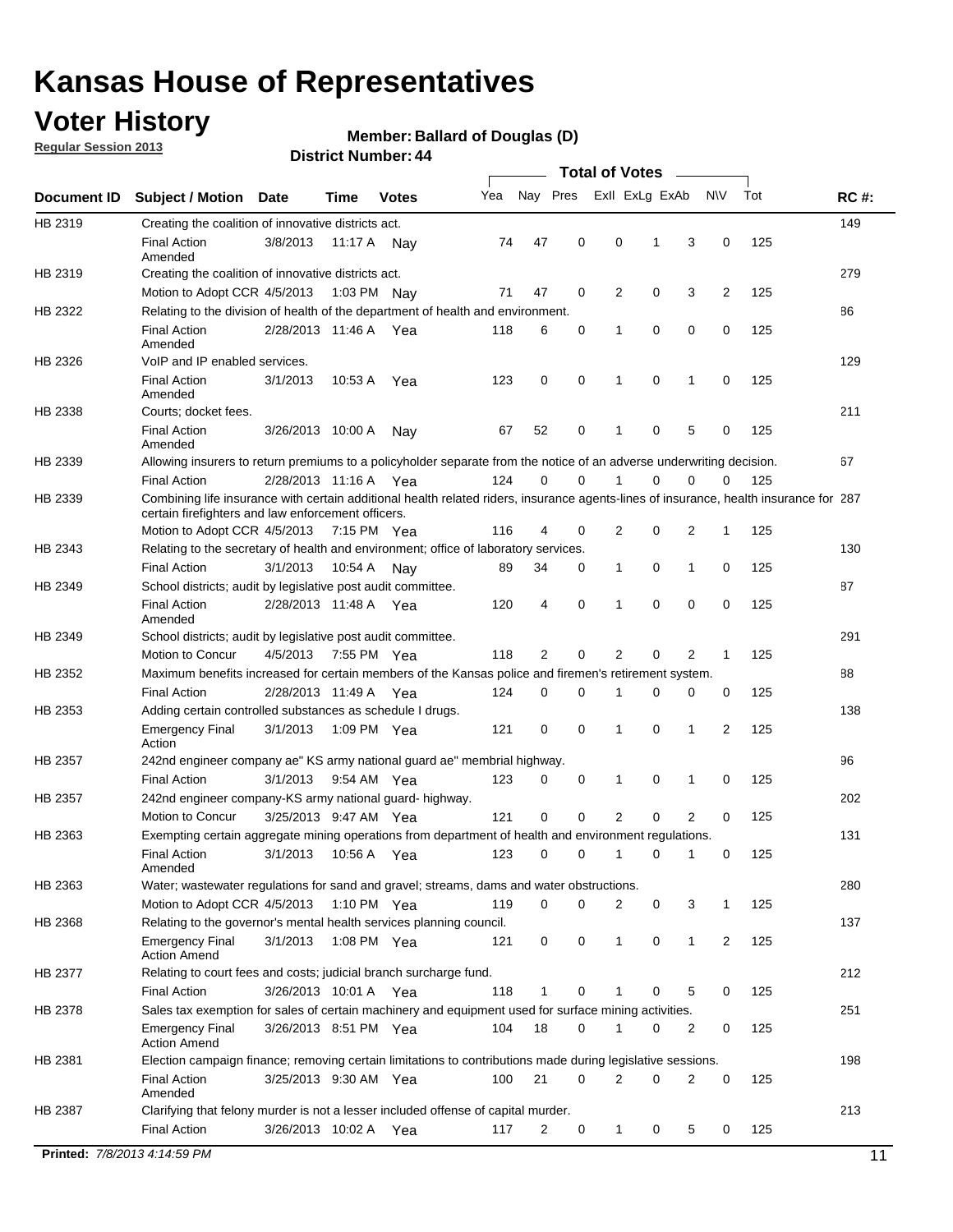# Kansas House of Representatives

## Voter History

**Regular Session 2013**

**Member: Ballard of Douglas (D)**

**District Number: 44**

| Document ID | Subject / Motion | Date | Time | Votes | Yea | Nay | Pres | ExII | ExLg | ExAb | N\V | Tot | RC #: |
|---|---|---|---|---|---|---|---|---|---|---|---|---|---|
| HB 2319 | Creating the coalition of innovative districts act. | | | | | | | | | | | | 149 |
| | Final Action Amended | 3/8/2013 | 11:17 A | Nay | 74 | 47 | 0 | 0 | 1 | 3 | 0 | 125 | |
| HB 2319 | Creating the coalition of innovative districts act. | | | | | | | | | | | | 279 |
| | Motion to Adopt CCR | 4/5/2013 | 1:03 PM | Nay | 71 | 47 | 0 | 2 | 0 | 3 | 2 | 125 | |
| HB 2322 | Relating to the division of health of the department of health and environment. | | | | | | | | | | | | 86 |
| | Final Action Amended | 2/28/2013 | 11:46 A | Yea | 118 | 6 | 0 | 1 | 0 | 0 | 0 | 125 | |
| HB 2326 | VoIP and IP enabled services. | | | | | | | | | | | | 129 |
| | Final Action Amended | 3/1/2013 | 10:53 A | Yea | 123 | 0 | 0 | 1 | 0 | 1 | 0 | 125 | |
| HB 2338 | Courts; docket fees. | | | | | | | | | | | | 211 |
| | Final Action Amended | 3/26/2013 | 10:00 A | Nay | 67 | 52 | 0 | 1 | 0 | 5 | 0 | 125 | |
| HB 2339 | Allowing insurers to return premiums to a policyholder separate from the notice of an adverse underwriting decision. | | | | | | | | | | | | 67 |
| | Final Action | 2/28/2013 | 11:16 A | Yea | 124 | 0 | 0 | 1 | 0 | 0 | 0 | 125 | |
| HB 2339 | Combining life insurance with certain additional health related riders, insurance agents-lines of insurance, health insurance for certain firefighters and law enforcement officers. | | | | | | | | | | | | 287 |
| | Motion to Adopt CCR | 4/5/2013 | 7:15 PM | Yea | 116 | 4 | 0 | 2 | 0 | 2 | 1 | 125 | |
| HB 2343 | Relating to the secretary of health and environment; office of laboratory services. | | | | | | | | | | | | 130 |
| | Final Action | 3/1/2013 | 10:54 A | Nay | 89 | 34 | 0 | 1 | 0 | 1 | 0 | 125 | |
| HB 2349 | School districts; audit by legislative post audit committee. | | | | | | | | | | | | 87 |
| | Final Action Amended | 2/28/2013 | 11:48 A | Yea | 120 | 4 | 0 | 1 | 0 | 0 | 0 | 125 | |
| HB 2349 | School districts; audit by legislative post audit committee. | | | | | | | | | | | | 291 |
| | Motion to Concur | 4/5/2013 | 7:55 PM | Yea | 118 | 2 | 0 | 2 | 0 | 2 | 1 | 125 | |
| HB 2352 | Maximum benefits increased for certain members of the Kansas police and firemen's retirement system. | | | | | | | | | | | | 88 |
| | Final Action | 2/28/2013 | 11:49 A | Yea | 124 | 0 | 0 | 1 | 0 | 0 | 0 | 125 | |
| HB 2353 | Adding certain controlled substances as schedule I drugs. | | | | | | | | | | | | 138 |
| | Emergency Final Action | 3/1/2013 | 1:09 PM | Yea | 121 | 0 | 0 | 1 | 0 | 1 | 2 | 125 | |
| HB 2357 | 242nd engineer company ae" KS army national guard ae" membrial highway. | | | | | | | | | | | | 96 |
| | Final Action | 3/1/2013 | 9:54 AM | Yea | 123 | 0 | 0 | 1 | 0 | 1 | 0 | 125 | |
| HB 2357 | 242nd engineer company-KS army national guard- highway. | | | | | | | | | | | | 202 |
| | Motion to Concur | 3/25/2013 | 9:47 AM | Yea | 121 | 0 | 0 | 2 | 0 | 2 | 0 | 125 | |
| HB 2363 | Exempting certain aggregate mining operations from department of health and environment regulations. | | | | | | | | | | | | 131 |
| | Final Action Amended | 3/1/2013 | 10:56 A | Yea | 123 | 0 | 0 | 1 | 0 | 1 | 0 | 125 | |
| HB 2363 | Water; wastewater regulations for sand and gravel; streams, dams and water obstructions. | | | | | | | | | | | | 280 |
| | Motion to Adopt CCR | 4/5/2013 | 1:10 PM | Yea | 119 | 0 | 0 | 2 | 0 | 3 | 1 | 125 | |
| HB 2368 | Relating to the governor's mental health services planning council. | | | | | | | | | | | | 137 |
| | Emergency Final Action Amend | 3/1/2013 | 1:08 PM | Yea | 121 | 0 | 0 | 1 | 0 | 1 | 2 | 125 | |
| HB 2377 | Relating to court fees and costs; judicial branch surcharge fund. | | | | | | | | | | | | 212 |
| | Final Action | 3/26/2013 | 10:01 A | Yea | 118 | 1 | 0 | 1 | 0 | 5 | 0 | 125 | |
| HB 2378 | Sales tax exemption for sales of certain machinery and equipment used for surface mining activities. | | | | | | | | | | | | 251 |
| | Emergency Final Action Amend | 3/26/2013 | 8:51 PM | Yea | 104 | 18 | 0 | 1 | 0 | 2 | 0 | 125 | |
| HB 2381 | Election campaign finance; removing certain limitations to contributions made during legislative sessions. | | | | | | | | | | | | 198 |
| | Final Action Amended | 3/25/2013 | 9:30 AM | Yea | 100 | 21 | 0 | 2 | 0 | 2 | 0 | 125 | |
| HB 2387 | Clarifying that felony murder is not a lesser included offense of capital murder. | | | | | | | | | | | | 213 |
| | Final Action | 3/26/2013 | 10:02 A | Yea | 117 | 2 | 0 | 1 | 0 | 5 | 0 | 125 | |

**Printed:** *7/8/2013 4:14:59 PM*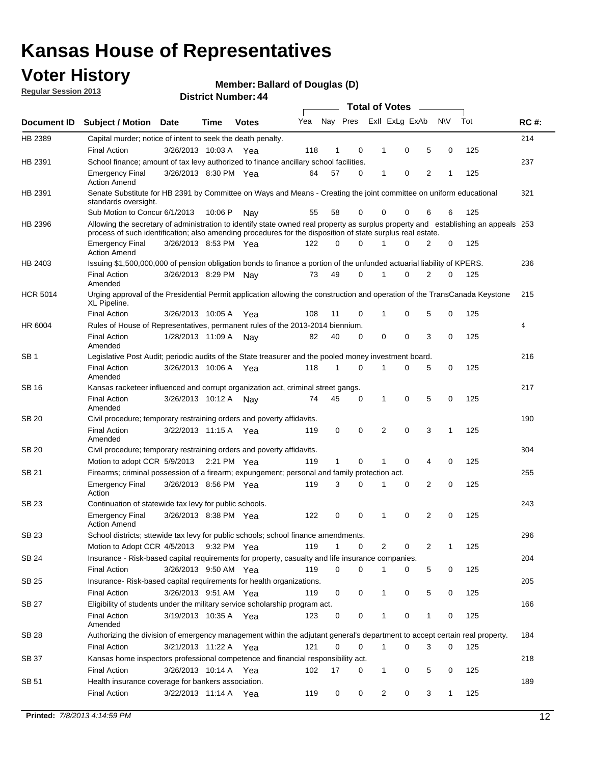# Kansas House of Representatives

## Voter History

**Regular Session 2013**

**Member: Ballard of Douglas (D)**

**District Number: 44**

| Document ID | Subject / Motion | Date | Time | Votes | Yea | Nay | Pres | ExII | ExLg | ExAb | N\V | Tot | RC #: |
|---|---|---|---|---|---|---|---|---|---|---|---|---|---|
| HB 2389 | Capital murder; notice of intent to seek the death penalty. | | | | | | | | | | | | 214 |
| | Final Action | 3/26/2013 | 10:03 A | Yea | 118 | 1 | 0 | 1 | 0 | 5 | 0 | 125 | |
| HB 2391 | School finance; amount of tax levy authorized to finance ancillary school facilities. | | | | | | | | | | | | 237 |
| | Emergency Final Action Amend | 3/26/2013 | 8:30 PM | Yea | 64 | 57 | 0 | 1 | 0 | 2 | 1 | 125 | |
| HB 2391 | Senate Substitute for HB 2391 by Committee on Ways and Means - Creating the joint committee on uniform educational standards oversight. | | | | | | | | | | | | 321 |
| | Sub Motion to Concur | 6/1/2013 | 10:06 P | Nay | 55 | 58 | 0 | 0 | 0 | 6 | 6 | 125 | |
| HB 2396 | Allowing the secretary of administration to identify state owned real property as surplus property and establishing an appeals process of such identification; also amending procedures for the disposition of state surplus real estate. | | | | | | | | | | | | 253 |
| | Emergency Final Action Amend | 3/26/2013 | 8:53 PM | Yea | 122 | 0 | 0 | 1 | 0 | 2 | 0 | 125 | |
| HB 2403 | Issuing $1,500,000,000 of pension obligation bonds to finance a portion of the unfunded actuarial liability of KPERS. | | | | | | | | | | | | 236 |
| | Final Action Amended | 3/26/2013 | 8:29 PM | Nay | 73 | 49 | 0 | 1 | 0 | 2 | 0 | 125 | |
| HCR 5014 | Urging approval of the Presidential Permit application allowing the construction and operation of the TransCanada Keystone XL Pipeline. | | | | | | | | | | | | 215 |
| | Final Action | 3/26/2013 | 10:05 A | Yea | 108 | 11 | 0 | 1 | 0 | 5 | 0 | 125 | |
| HR 6004 | Rules of House of Representatives, permanent rules of the 2013-2014 biennium. | | | | | | | | | | | | 4 |
| | Final Action Amended | 1/28/2013 | 11:09 A | Nay | 82 | 40 | 0 | 0 | 0 | 3 | 0 | 125 | |
| SB 1 | Legislative Post Audit; periodic audits of the State treasurer and the pooled money investment board. | | | | | | | | | | | | 216 |
| | Final Action Amended | 3/26/2013 | 10:06 A | Yea | 118 | 1 | 0 | 1 | 0 | 5 | 0 | 125 | |
| SB 16 | Kansas racketeer influenced and corrupt organization act, criminal street gangs. | | | | | | | | | | | | 217 |
| | Final Action Amended | 3/26/2013 | 10:12 A | Nay | 74 | 45 | 0 | 1 | 0 | 5 | 0 | 125 | |
| SB 20 | Civil procedure; temporary restraining orders and poverty affidavits. | | | | | | | | | | | | 190 |
| | Final Action Amended | 3/22/2013 | 11:15 A | Yea | 119 | 0 | 0 | 2 | 0 | 3 | 1 | 125 | |
| SB 20 | Civil procedure; temporary restraining orders and poverty affidavits. | | | | | | | | | | | | 304 |
| | Motion to adopt CCR | 5/9/2013 | 2:21 PM | Yea | 119 | 1 | 0 | 1 | 0 | 4 | 0 | 125 | |
| SB 21 | Firearms; criminal possession of a firearm; expungement; personal and family protection act. | | | | | | | | | | | | 255 |
| | Emergency Final Action | 3/26/2013 | 8:56 PM | Yea | 119 | 3 | 0 | 1 | 0 | 2 | 0 | 125 | |
| SB 23 | Continuation of statewide tax levy for public schools. | | | | | | | | | | | | 243 |
| | Emergency Final Action Amend | 3/26/2013 | 8:38 PM | Yea | 122 | 0 | 0 | 1 | 0 | 2 | 0 | 125 | |
| SB 23 | School districts; sttewide tax levy for public schools; school finance amendments. | | | | | | | | | | | | 296 |
| | Motion to Adopt CCR | 4/5/2013 | 9:32 PM | Yea | 119 | 1 | 0 | 2 | 0 | 2 | 1 | 125 | |
| SB 24 | Insurance - Risk-based capital requirements for property, casualty and life insurance companies. | | | | | | | | | | | | 204 |
| | Final Action | 3/26/2013 | 9:50 AM | Yea | 119 | 0 | 0 | 1 | 0 | 5 | 0 | 125 | |
| SB 25 | Insurance- Risk-based capital requirements for health organizations. | | | | | | | | | | | | 205 |
| | Final Action | 3/26/2013 | 9:51 AM | Yea | 119 | 0 | 0 | 1 | 0 | 5 | 0 | 125 | |
| SB 27 | Eligibility of students under the military service scholarship program act. | | | | | | | | | | | | 166 |
| | Final Action Amended | 3/19/2013 | 10:35 A | Yea | 123 | 0 | 0 | 1 | 0 | 1 | 0 | 125 | |
| SB 28 | Authorizing the division of emergency management within the adjutant general's department to accept certain real property. | | | | | | | | | | | | 184 |
| | Final Action | 3/21/2013 | 11:22 A | Yea | 121 | 0 | 0 | 1 | 0 | 3 | 0 | 125 | |
| SB 37 | Kansas home inspectors professional competence and financial responsibility act. | | | | | | | | | | | | 218 |
| | Final Action | 3/26/2013 | 10:14 A | Yea | 102 | 17 | 0 | 1 | 0 | 5 | 0 | 125 | |
| SB 51 | Health insurance coverage for bankers association. | | | | | | | | | | | | 189 |
| | Final Action | 3/22/2013 | 11:14 A | Yea | 119 | 0 | 0 | 2 | 0 | 3 | 1 | 125 | |

**Printed:** *7/8/2013 4:14:59 PM*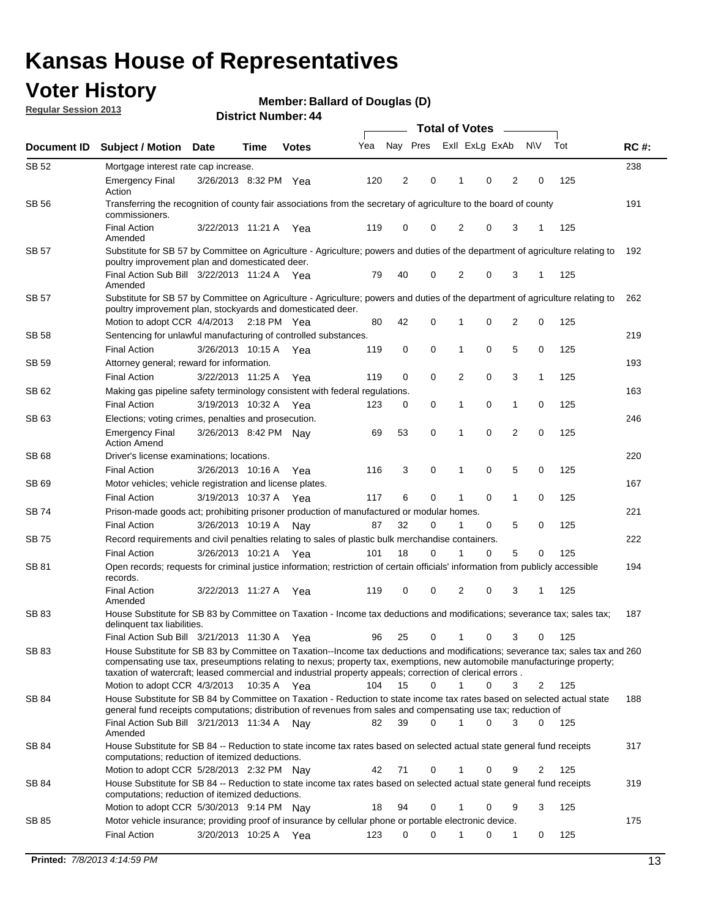# Kansas House of Representatives

## Voter History

**Regular Session 2013**

**Member: Ballard of Douglas (D)**

**District Number: 44**

| Document ID | Subject / Motion | Date | Time | Votes | Yea | Nay | Pres | ExII | ExLg | ExAb | N\V | Tot | RC #: |
|---|---|---|---|---|---|---|---|---|---|---|---|---|---|
| SB 52 | Mortgage interest rate cap increase. | | | | | | | | | | | | 238 |
| | Emergency Final Action | 3/26/2013 | 8:32 PM | Yea | 120 | 2 | 0 | 1 | 0 | 2 | 0 | 125 | |
| SB 56 | Transferring the recognition of county fair associations from the secretary of agriculture to the board of county commissioners. | | | | | | | | | | | | 191 |
| | Final Action Amended | 3/22/2013 | 11:21 A | Yea | 119 | 0 | 0 | 2 | 0 | 3 | 1 | 125 | |
| SB 57 | Substitute for SB 57 by Committee on Agriculture - Agriculture; powers and duties of the department of agriculture relating to poultry improvement plan and domesticated deer. | | | | | | | | | | | | 192 |
| | Final Action Sub Bill Amended | 3/22/2013 | 11:24 A | Yea | 79 | 40 | 0 | 2 | 0 | 3 | 1 | 125 | |
| SB 57 | Substitute for SB 57 by Committee on Agriculture - Agriculture; powers and duties of the department of agriculture relating to poultry improvement plan, stockyards and domesticated deer. | | | | | | | | | | | | 262 |
| | Motion to adopt CCR | 4/4/2013 | 2:18 PM | Yea | 80 | 42 | 0 | 1 | 0 | 2 | 0 | 125 | |
| SB 58 | Sentencing for unlawful manufacturing of controlled substances. | | | | | | | | | | | | 219 |
| | Final Action | 3/26/2013 | 10:15 A | Yea | 119 | 0 | 0 | 1 | 0 | 5 | 0 | 125 | |
| SB 59 | Attorney general; reward for information. | | | | | | | | | | | | 193 |
| | Final Action | 3/22/2013 | 11:25 A | Yea | 119 | 0 | 0 | 2 | 0 | 3 | 1 | 125 | |
| SB 62 | Making gas pipeline safety terminology consistent with federal regulations. | | | | | | | | | | | | 163 |
| | Final Action | 3/19/2013 | 10:32 A | Yea | 123 | 0 | 0 | 1 | 0 | 1 | 0 | 125 | |
| SB 63 | Elections; voting crimes, penalties and prosecution. | | | | | | | | | | | | 246 |
| | Emergency Final Action Amend | 3/26/2013 | 8:42 PM | Nay | 69 | 53 | 0 | 1 | 0 | 2 | 0 | 125 | |
| SB 68 | Driver's license examinations; locations. | | | | | | | | | | | | 220 |
| | Final Action | 3/26/2013 | 10:16 A | Yea | 116 | 3 | 0 | 1 | 0 | 5 | 0 | 125 | |
| SB 69 | Motor vehicles; vehicle registration and license plates. | | | | | | | | | | | | 167 |
| | Final Action | 3/19/2013 | 10:37 A | Yea | 117 | 6 | 0 | 1 | 0 | 1 | 0 | 125 | |
| SB 74 | Prison-made goods act; prohibiting prisoner production of manufactured or modular homes. | | | | | | | | | | | | 221 |
| | Final Action | 3/26/2013 | 10:19 A | Nay | 87 | 32 | 0 | 1 | 0 | 5 | 0 | 125 | |
| SB 75 | Record requirements and civil penalties relating to sales of plastic bulk merchandise containers. | | | | | | | | | | | | 222 |
| | Final Action | 3/26/2013 | 10:21 A | Yea | 101 | 18 | 0 | 1 | 0 | 5 | 0 | 125 | |
| SB 81 | Open records; requests for criminal justice information; restriction of certain officials' information from publicly accessible records. | | | | | | | | | | | | 194 |
| | Final Action Amended | 3/22/2013 | 11:27 A | Yea | 119 | 0 | 0 | 2 | 0 | 3 | 1 | 125 | |
| SB 83 | House Substitute for SB 83 by Committee on Taxation - Income tax deductions and modifications; severance tax; sales tax; delinquent tax liabilities. | | | | | | | | | | | | 187 |
| | Final Action Sub Bill | 3/21/2013 | 11:30 A | Yea | 96 | 25 | 0 | 1 | 0 | 3 | 0 | 125 | |
| SB 83 | House Substitute for SB 83 by Committee on Taxation--Income tax deductions and modifications; severance tax; sales tax and compensating use tax, preseumptions relating to nexus; property tax, exemptions, new automobile manufacturinge property; taxation of watercraft; leased commercial and industrial property appeals; correction of clerical errors . | | | | | | | | | | | | 260 |
| | Motion to adopt CCR | 4/3/2013 | 10:35 A | Yea | 104 | 15 | 0 | 1 | 0 | 3 | 2 | 125 | |
| SB 84 | House Substitute for SB 84 by Committee on Taxation - Reduction to state income tax rates based on selected actual state general fund receipts computations; distribution of revenues from sales and compensating use tax; reduction of | | | | | | | | | | | | 188 |
| | Final Action Sub Bill Amended | 3/21/2013 | 11:34 A | Nay | 82 | 39 | 0 | 1 | 0 | 3 | 0 | 125 | |
| SB 84 | House Substitute for SB 84 -- Reduction to state income tax rates based on selected actual state general fund receipts computations; reduction of itemized deductions. | | | | | | | | | | | | 317 |
| | Motion to adopt CCR | 5/28/2013 | 2:32 PM | Nay | 42 | 71 | 0 | 1 | 0 | 9 | 2 | 125 | |
| SB 84 | House Substitute for SB 84 -- Reduction to state income tax rates based on selected actual state general fund receipts computations; reduction of itemized deductions. | | | | | | | | | | | | 319 |
| | Motion to adopt CCR | 5/30/2013 | 9:14 PM | Nay | 18 | 94 | 0 | 1 | 0 | 9 | 3 | 125 | |
| SB 85 | Motor vehicle insurance; providing proof of insurance by cellular phone or portable electronic device. | | | | | | | | | | | | 175 |
| | Final Action | 3/20/2013 | 10:25 A | Yea | 123 | 0 | 0 | 1 | 0 | 1 | 0 | 125 | |

**Printed:** 7/8/2013 4:14:59 PM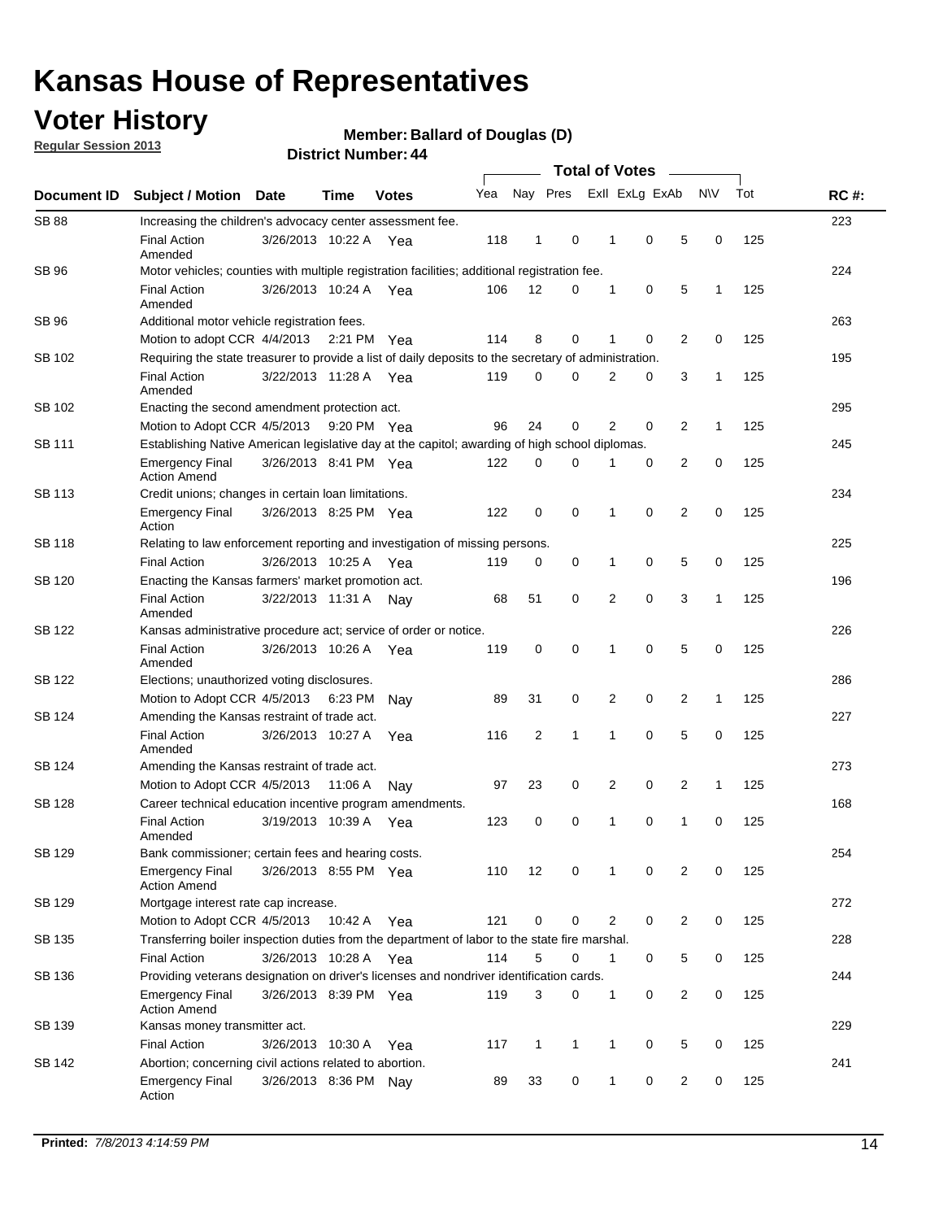# Kansas House of Representatives

## Voter History

**Regular Session 2013**

**Member: Ballard of Douglas (D)**

**District Number: 44**

| Document ID | Subject / Motion | Date | Time | Votes | Yea | Nay | Pres | ExII | ExLg | ExAb | N\V | Tot | RC #: |
|---|---|---|---|---|---|---|---|---|---|---|---|---|---|
| SB 88 | Increasing the children's advocacy center assessment fee. | | | | | | | | | | | | 223 |
| | Final Action Amended | 3/26/2013 | 10:22 A | Yea | 118 | 1 | 0 | 1 | 0 | 5 | 0 | 125 | |
| SB 96 | Motor vehicles; counties with multiple registration facilities; additional registration fee. | | | | | | | | | | | | 224 |
| | Final Action Amended | 3/26/2013 | 10:24 A | Yea | 106 | 12 | 0 | 1 | 0 | 5 | 1 | 125 | |
| SB 96 | Additional motor vehicle registration fees. | | | | | | | | | | | | 263 |
| | Motion to adopt CCR | 4/4/2013 | 2:21 PM | Yea | 114 | 8 | 0 | 1 | 0 | 2 | 0 | 125 | |
| SB 102 | Requiring the state treasurer to provide a list of daily deposits to the secretary of administration. | | | | | | | | | | | | 195 |
| | Final Action Amended | 3/22/2013 | 11:28 A | Yea | 119 | 0 | 0 | 2 | 0 | 3 | 1 | 125 | |
| SB 102 | Enacting the second amendment protection act. | | | | | | | | | | | | 295 |
| | Motion to Adopt CCR | 4/5/2013 | 9:20 PM | Yea | 96 | 24 | 0 | 2 | 0 | 2 | 1 | 125 | |
| SB 111 | Establishing Native American legislative day at the capitol; awarding of high school diplomas. | | | | | | | | | | | | 245 |
| | Emergency Final Action Amend | 3/26/2013 | 8:41 PM | Yea | 122 | 0 | 0 | 1 | 0 | 2 | 0 | 125 | |
| SB 113 | Credit unions; changes in certain loan limitations. | | | | | | | | | | | | 234 |
| | Emergency Final Action | 3/26/2013 | 8:25 PM | Yea | 122 | 0 | 0 | 1 | 0 | 2 | 0 | 125 | |
| SB 118 | Relating to law enforcement reporting and investigation of missing persons. | | | | | | | | | | | | 225 |
| | Final Action | 3/26/2013 | 10:25 A | Yea | 119 | 0 | 0 | 1 | 0 | 5 | 0 | 125 | |
| SB 120 | Enacting the Kansas farmers' market promotion act. | | | | | | | | | | | | 196 |
| | Final Action Amended | 3/22/2013 | 11:31 A | Nay | 68 | 51 | 0 | 2 | 0 | 3 | 1 | 125 | |
| SB 122 | Kansas administrative procedure act; service of order or notice. | | | | | | | | | | | | 226 |
| | Final Action Amended | 3/26/2013 | 10:26 A | Yea | 119 | 0 | 0 | 1 | 0 | 5 | 0 | 125 | |
| SB 122 | Elections; unauthorized voting disclosures. | | | | | | | | | | | | 286 |
| | Motion to Adopt CCR | 4/5/2013 | 6:23 PM | Nay | 89 | 31 | 0 | 2 | 0 | 2 | 1 | 125 | |
| SB 124 | Amending the Kansas restraint of trade act. | | | | | | | | | | | | 227 |
| | Final Action Amended | 3/26/2013 | 10:27 A | Yea | 116 | 2 | 1 | 1 | 0 | 5 | 0 | 125 | |
| SB 124 | Amending the Kansas restraint of trade act. | | | | | | | | | | | | 273 |
| | Motion to Adopt CCR | 4/5/2013 | 11:06 A | Nay | 97 | 23 | 0 | 2 | 0 | 2 | 1 | 125 | |
| SB 128 | Career technical education incentive program amendments. | | | | | | | | | | | | 168 |
| | Final Action Amended | 3/19/2013 | 10:39 A | Yea | 123 | 0 | 0 | 1 | 0 | 1 | 0 | 125 | |
| SB 129 | Bank commissioner; certain fees and hearing costs. | | | | | | | | | | | | 254 |
| | Emergency Final Action Amend | 3/26/2013 | 8:55 PM | Yea | 110 | 12 | 0 | 1 | 0 | 2 | 0 | 125 | |
| SB 129 | Mortgage interest rate cap increase. | | | | | | | | | | | | 272 |
| | Motion to Adopt CCR | 4/5/2013 | 10:42 A | Yea | 121 | 0 | 0 | 2 | 0 | 2 | 0 | 125 | |
| SB 135 | Transferring boiler inspection duties from the department of labor to the state fire marshal. | | | | | | | | | | | | 228 |
| | Final Action | 3/26/2013 | 10:28 A | Yea | 114 | 5 | 0 | 1 | 0 | 5 | 0 | 125 | |
| SB 136 | Providing veterans designation on driver's licenses and nondriver identification cards. | | | | | | | | | | | | 244 |
| | Emergency Final Action Amend | 3/26/2013 | 8:39 PM | Yea | 119 | 3 | 0 | 1 | 0 | 2 | 0 | 125 | |
| SB 139 | Kansas money transmitter act. | | | | | | | | | | | | 229 |
| | Final Action | 3/26/2013 | 10:30 A | Yea | 117 | 1 | 1 | 1 | 0 | 5 | 0 | 125 | |
| SB 142 | Abortion; concerning civil actions related to abortion. | | | | | | | | | | | | 241 |
| | Emergency Final Action | 3/26/2013 | 8:36 PM | Nay | 89 | 33 | 0 | 1 | 0 | 2 | 0 | 125 | |

**Printed:** *7/8/2013 4:14:59 PM*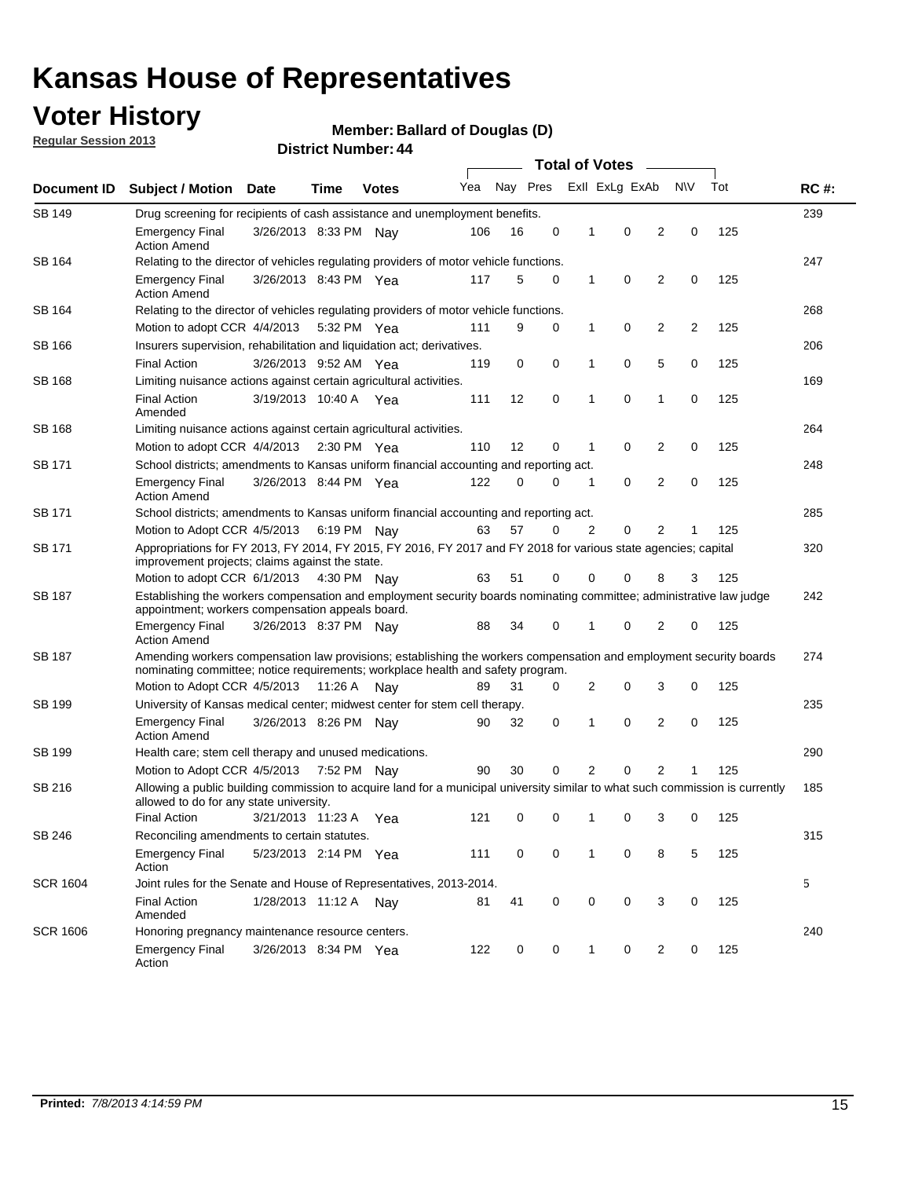# Kansas House of Representatives

## Voter History

**Regular Session 2013**

**Member: Ballard of Douglas (D)**

**District Number: 44**

| Document ID | Subject / Motion | Date | Time | Votes | Yea | Nay | Pres | ExII | ExLg | ExAb | N\V | Tot | RC #: |
|---|---|---|---|---|---|---|---|---|---|---|---|---|---|
| SB 149 | Drug screening for recipients of cash assistance and unemployment benefits. | | | | | | | | | | | | 239 |
| | Emergency Final Action Amend | 3/26/2013 | 8:33 PM | Nay | 106 | 16 | 0 | 1 | 0 | 2 | 0 | 125 | |
| SB 164 | Relating to the director of vehicles regulating providers of motor vehicle functions. | | | | | | | | | | | | 247 |
| | Emergency Final Action Amend | 3/26/2013 | 8:43 PM | Yea | 117 | 5 | 0 | 1 | 0 | 2 | 0 | 125 | |
| SB 164 | Relating to the director of vehicles regulating providers of motor vehicle functions. | | | | | | | | | | | | 268 |
| | Motion to adopt CCR | 4/4/2013 | 5:32 PM | Yea | 111 | 9 | 0 | 1 | 0 | 2 | 2 | 125 | |
| SB 166 | Insurers supervision, rehabilitation and liquidation act; derivatives. | | | | | | | | | | | | 206 |
| | Final Action | 3/26/2013 | 9:52 AM | Yea | 119 | 0 | 0 | 1 | 0 | 5 | 0 | 125 | |
| SB 168 | Limiting nuisance actions against certain agricultural activities. | | | | | | | | | | | | 169 |
| | Final Action Amended | 3/19/2013 | 10:40 A | Yea | 111 | 12 | 0 | 1 | 0 | 1 | 0 | 125 | |
| SB 168 | Limiting nuisance actions against certain agricultural activities. | | | | | | | | | | | | 264 |
| | Motion to adopt CCR | 4/4/2013 | 2:30 PM | Yea | 110 | 12 | 0 | 1 | 0 | 2 | 0 | 125 | |
| SB 171 | School districts; amendments to Kansas uniform financial accounting and reporting act. | | | | | | | | | | | | 248 |
| | Emergency Final Action Amend | 3/26/2013 | 8:44 PM | Yea | 122 | 0 | 0 | 1 | 0 | 2 | 0 | 125 | |
| SB 171 | School districts; amendments to Kansas uniform financial accounting and reporting act. | | | | | | | | | | | | 285 |
| | Motion to Adopt CCR | 4/5/2013 | 6:19 PM | Nay | 63 | 57 | 0 | 2 | 0 | 2 | 1 | 125 | |
| SB 171 | Appropriations for FY 2013, FY 2014, FY 2015, FY 2016, FY 2017 and FY 2018 for various state agencies; capital improvement projects; claims against the state. | | | | | | | | | | | | 320 |
| | Motion to adopt CCR | 6/1/2013 | 4:30 PM | Nay | 63 | 51 | 0 | 0 | 0 | 8 | 3 | 125 | |
| SB 187 | Establishing the workers compensation and employment security boards nominating committee; administrative law judge appointment; workers compensation appeals board. | | | | | | | | | | | | 242 |
| | Emergency Final Action Amend | 3/26/2013 | 8:37 PM | Nay | 88 | 34 | 0 | 1 | 0 | 2 | 0 | 125 | |
| SB 187 | Amending workers compensation law provisions; establishing the workers compensation and employment security boards nominating committee; notice requirements; workplace health and safety program. | | | | | | | | | | | | 274 |
| | Motion to Adopt CCR | 4/5/2013 | 11:26 A | Nay | 89 | 31 | 0 | 2 | 0 | 3 | 0 | 125 | |
| SB 199 | University of Kansas medical center; midwest center for stem cell therapy. | | | | | | | | | | | | 235 |
| | Emergency Final Action Amend | 3/26/2013 | 8:26 PM | Nay | 90 | 32 | 0 | 1 | 0 | 2 | 0 | 125 | |
| SB 199 | Health care; stem cell therapy and unused medications. | | | | | | | | | | | | 290 |
| | Motion to Adopt CCR | 4/5/2013 | 7:52 PM | Nay | 90 | 30 | 0 | 2 | 0 | 2 | 1 | 125 | |
| SB 216 | Allowing a public building commission to acquire land for a municipal university similar to what such commission is currently allowed to do for any state university. | | | | | | | | | | | | 185 |
| | Final Action | 3/21/2013 | 11:23 A | Yea | 121 | 0 | 0 | 1 | 0 | 3 | 0 | 125 | |
| SB 246 | Reconciling amendments to certain statutes. | | | | | | | | | | | | 315 |
| | Emergency Final Action | 5/23/2013 | 2:14 PM | Yea | 111 | 0 | 0 | 1 | 0 | 8 | 5 | 125 | |
| SCR 1604 | Joint rules for the Senate and House of Representatives, 2013-2014. | | | | | | | | | | | | 5 |
| | Final Action Amended | 1/28/2013 | 11:12 A | Nay | 81 | 41 | 0 | 0 | 0 | 3 | 0 | 125 | |
| SCR 1606 | Honoring pregnancy maintenance resource centers. | | | | | | | | | | | | 240 |
| | Emergency Final Action | 3/26/2013 | 8:34 PM | Yea | 122 | 0 | 0 | 1 | 0 | 2 | 0 | 125 | |

**Printed:** *7/8/2013 4:14:59 PM*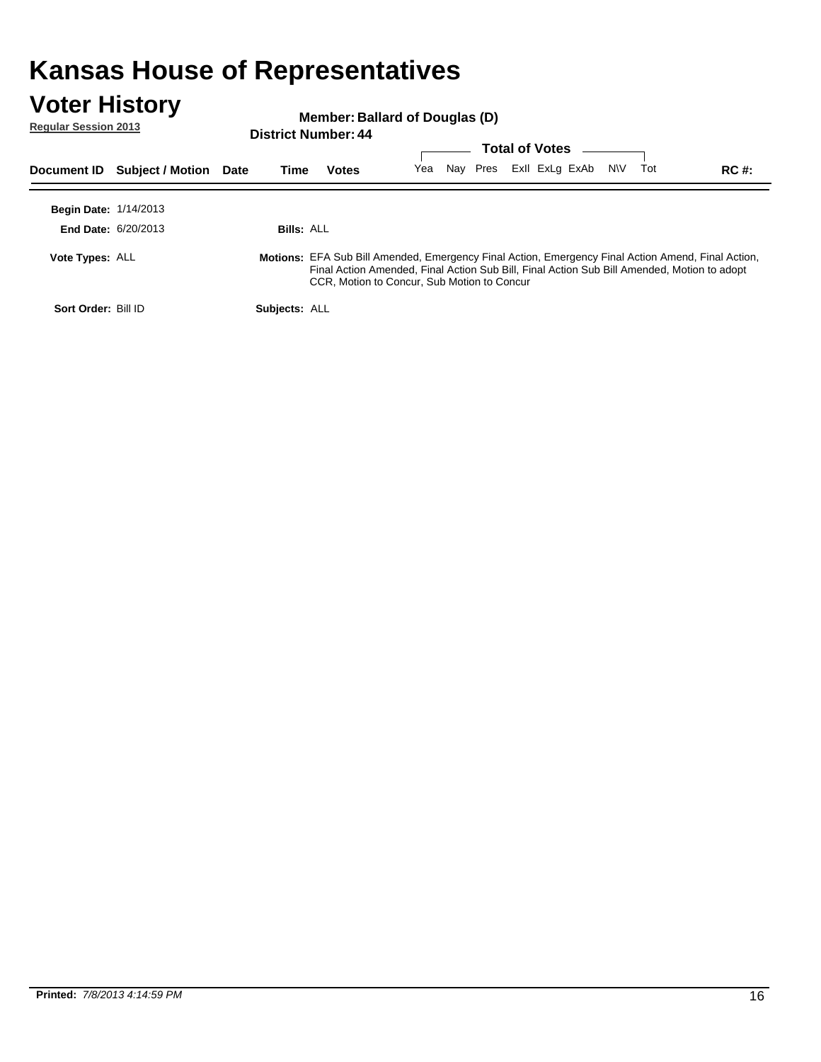# Kansas House of Representatives

## Voter History

**Regular Session 2013**

**Member:** Ballard of Douglas (D)

**District Number:** 44

| Document ID | Subject / Motion | Date | Time | Votes | Yea | Nay | Pres | ExII | ExLg | ExAb | N\V | Tot | RC #: |
|---|---|---|---|---|---|---|---|---|---|---|---|---|---|

**Begin Date:** 1/14/2013

**End Date:** 6/20/2013

**Bills:** ALL

**Vote Types:** ALL

**Motions:** EFA Sub Bill Amended, Emergency Final Action, Emergency Final Action Amend, Final Action, Final Action Amended, Final Action Sub Bill, Final Action Sub Bill Amended, Motion to adopt CCR, Motion to Concur, Sub Motion to Concur

**Sort Order:** Bill ID

**Subjects:** ALL

**Printed:** *7/8/2013 4:14:59 PM*